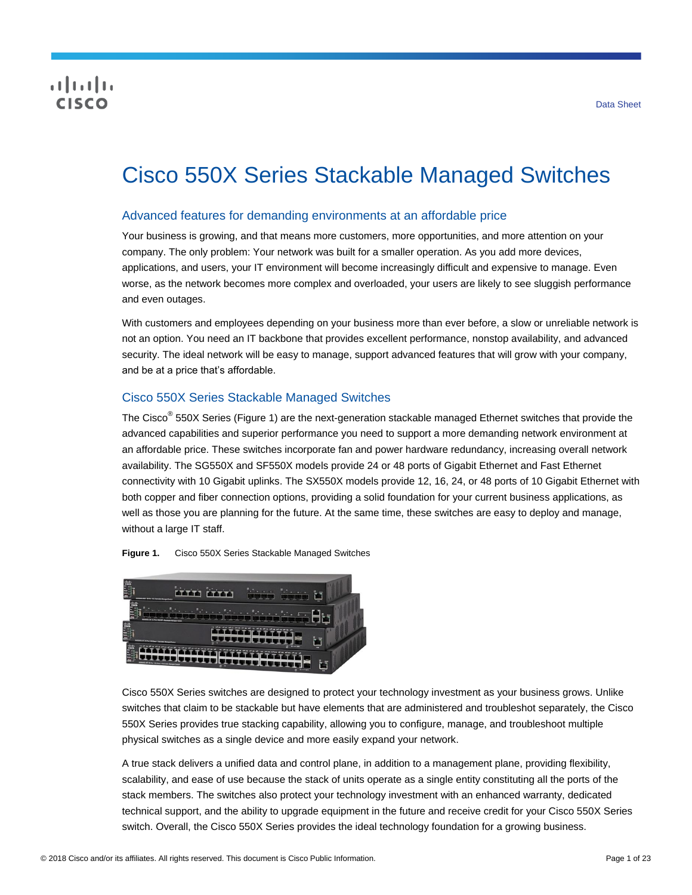# Cisco 550X Series Stackable Managed Switches

## Advanced features for demanding environments at an affordable price

Your business is growing, and that means more customers, more opportunities, and more attention on your company. The only problem: Your network was built for a smaller operation. As you add more devices, applications, and users, your IT environment will become increasingly difficult and expensive to manage. Even worse, as the network becomes more complex and overloaded, your users are likely to see sluggish performance and even outages.

With customers and employees depending on your business more than ever before, a slow or unreliable network is not an option. You need an IT backbone that provides excellent performance, nonstop availability, and advanced security. The ideal network will be easy to manage, support advanced features that will grow with your company, and be at a price that's affordable.

## Cisco 550X Series Stackable Managed Switches

The Cisco® 550X Series (Figure 1) are the next-generation stackable managed Ethernet switches that provide the advanced capabilities and superior performance you need to support a more demanding network environment at an affordable price. These switches incorporate fan and power hardware redundancy, increasing overall network availability. The SG550X and SF550X models provide 24 or 48 ports of Gigabit Ethernet and Fast Ethernet connectivity with 10 Gigabit uplinks. The SX550X models provide 12, 16, 24, or 48 ports of 10 Gigabit Ethernet with both copper and fiber connection options, providing a solid foundation for your current business applications, as well as those you are planning for the future. At the same time, these switches are easy to deploy and manage, without a large IT staff.

**Figure 1.** Cisco 550X Series Stackable Managed Switches

Cisco 550X Series switches are designed to protect your technology investment as your business grows. Unlike switches that claim to be stackable but have elements that are administered and troubleshot separately, the Cisco 550X Series provides true stacking capability, allowing you to configure, manage, and troubleshoot multiple physical switches as a single device and more easily expand your network.

A true stack delivers a unified data and control plane, in addition to a management plane, providing flexibility, scalability, and ease of use because the stack of units operate as a single entity constituting all the ports of the stack members. The switches also protect your technology investment with an enhanced warranty, dedicated technical support, and the ability to upgrade equipment in the future and receive credit for your Cisco 550X Series switch. Overall, the Cisco 550X Series provides the ideal technology foundation for a growing business.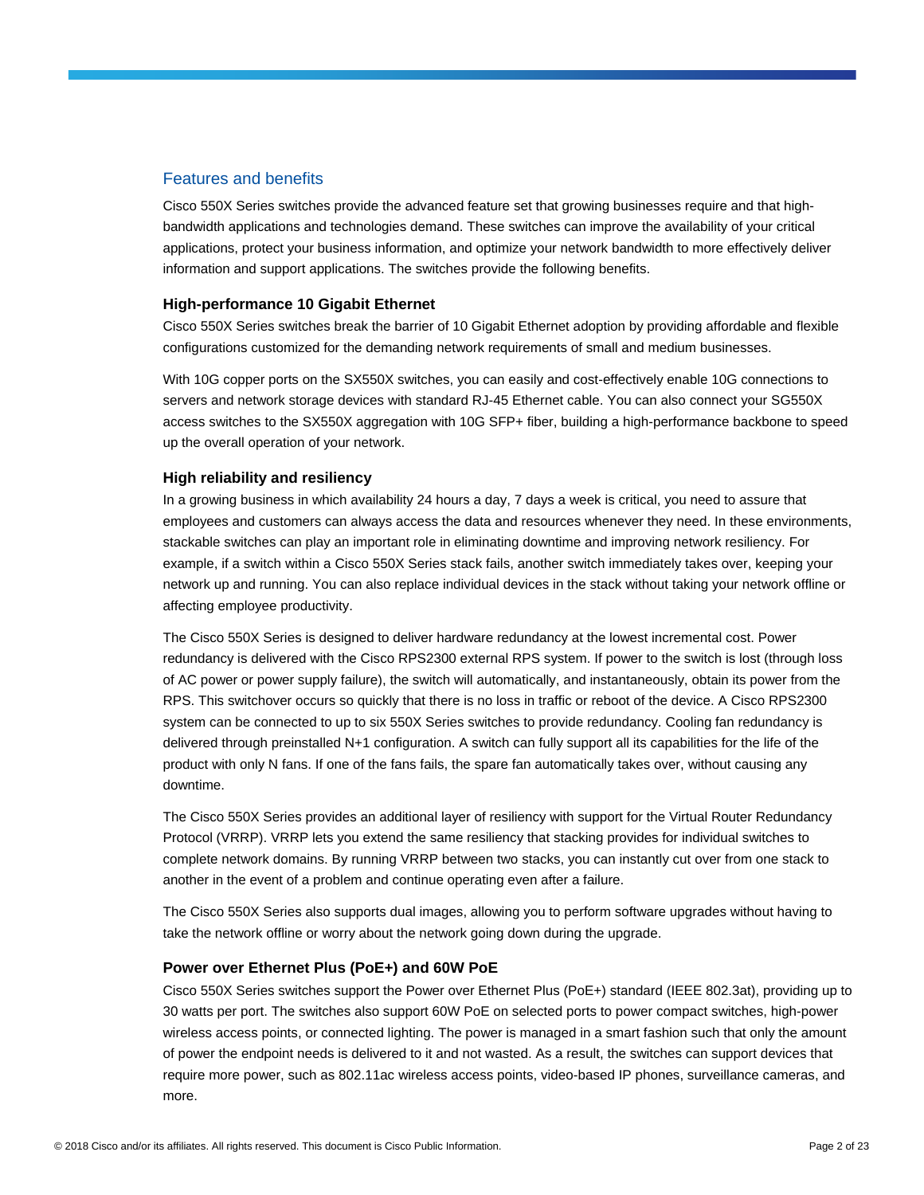## Features and benefits

Cisco 550X Series switches provide the advanced feature set that growing businesses require and that high-bandwidth applications and technologies demand. These switches can improve the availability of your critical applications, protect your business information, and optimize your network bandwidth to more effectively deliver information and support applications. The switches provide the following benefits.

### High-performance 10 Gigabit Ethernet

Cisco 550X Series switches break the barrier of 10 Gigabit Ethernet adoption by providing affordable and flexible configurations customized for the demanding network requirements of small and medium businesses.

With 10G copper ports on the SX550X switches, you can easily and cost-effectively enable 10G connections to servers and network storage devices with standard RJ-45 Ethernet cable. You can also connect your SG550X access switches to the SX550X aggregation with 10G SFP+ fiber, building a high-performance backbone to speed up the overall operation of your network.

### High reliability and resiliency

In a growing business in which availability 24 hours a day, 7 days a week is critical, you need to assure that employees and customers can always access the data and resources whenever they need. In these environments, stackable switches can play an important role in eliminating downtime and improving network resiliency. For example, if a switch within a Cisco 550X Series stack fails, another switch immediately takes over, keeping your network up and running. You can also replace individual devices in the stack without taking your network offline or affecting employee productivity.

The Cisco 550X Series is designed to deliver hardware redundancy at the lowest incremental cost. Power redundancy is delivered with the Cisco RPS2300 external RPS system. If power to the switch is lost (through loss of AC power or power supply failure), the switch will automatically, and instantaneously, obtain its power from the RPS. This switchover occurs so quickly that there is no loss in traffic or reboot of the device. A Cisco RPS2300 system can be connected to up to six 550X Series switches to provide redundancy. Cooling fan redundancy is delivered through preinstalled N+1 configuration. A switch can fully support all its capabilities for the life of the product with only N fans. If one of the fans fails, the spare fan automatically takes over, without causing any downtime.

The Cisco 550X Series provides an additional layer of resiliency with support for the Virtual Router Redundancy Protocol (VRRP). VRRP lets you extend the same resiliency that stacking provides for individual switches to complete network domains. By running VRRP between two stacks, you can instantly cut over from one stack to another in the event of a problem and continue operating even after a failure.

The Cisco 550X Series also supports dual images, allowing you to perform software upgrades without having to take the network offline or worry about the network going down during the upgrade.

### Power over Ethernet Plus (PoE+) and 60W PoE

Cisco 550X Series switches support the Power over Ethernet Plus (PoE+) standard (IEEE 802.3at), providing up to 30 watts per port. The switches also support 60W PoE on selected ports to power compact switches, high-power wireless access points, or connected lighting. The power is managed in a smart fashion such that only the amount of power the endpoint needs is delivered to it and not wasted. As a result, the switches can support devices that require more power, such as 802.11ac wireless access points, video-based IP phones, surveillance cameras, and more.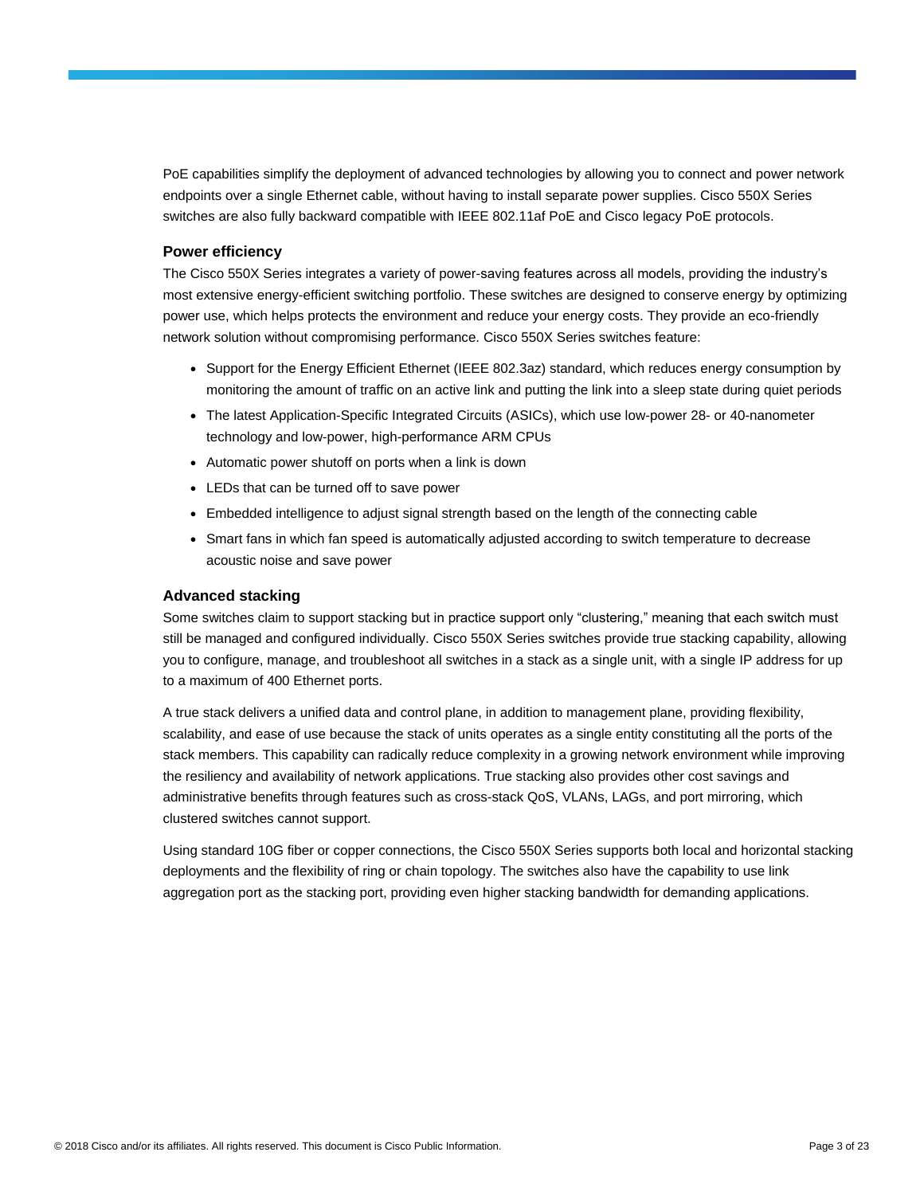PoE capabilities simplify the deployment of advanced technologies by allowing you to connect and power network endpoints over a single Ethernet cable, without having to install separate power supplies. Cisco 550X Series switches are also fully backward compatible with IEEE 802.11af PoE and Cisco legacy PoE protocols.

### Power efficiency

The Cisco 550X Series integrates a variety of power-saving features across all models, providing the industry's most extensive energy-efficient switching portfolio. These switches are designed to conserve energy by optimizing power use, which helps protects the environment and reduce your energy costs. They provide an eco-friendly network solution without compromising performance. Cisco 550X Series switches feature:

- Support for the Energy Efficient Ethernet (IEEE 802.3az) standard, which reduces energy consumption by monitoring the amount of traffic on an active link and putting the link into a sleep state during quiet periods
- The latest Application-Specific Integrated Circuits (ASICs), which use low-power 28- or 40-nanometer technology and low-power, high-performance ARM CPUs
- Automatic power shutoff on ports when a link is down
- LEDs that can be turned off to save power
- Embedded intelligence to adjust signal strength based on the length of the connecting cable
- Smart fans in which fan speed is automatically adjusted according to switch temperature to decrease acoustic noise and save power

### Advanced stacking

Some switches claim to support stacking but in practice support only "clustering," meaning that each switch must still be managed and configured individually. Cisco 550X Series switches provide true stacking capability, allowing you to configure, manage, and troubleshoot all switches in a stack as a single unit, with a single IP address for up to a maximum of 400 Ethernet ports.

A true stack delivers a unified data and control plane, in addition to management plane, providing flexibility, scalability, and ease of use because the stack of units operates as a single entity constituting all the ports of the stack members. This capability can radically reduce complexity in a growing network environment while improving the resiliency and availability of network applications. True stacking also provides other cost savings and administrative benefits through features such as cross-stack QoS, VLANs, LAGs, and port mirroring, which clustered switches cannot support.

Using standard 10G fiber or copper connections, the Cisco 550X Series supports both local and horizontal stacking deployments and the flexibility of ring or chain topology. The switches also have the capability to use link aggregation port as the stacking port, providing even higher stacking bandwidth for demanding applications.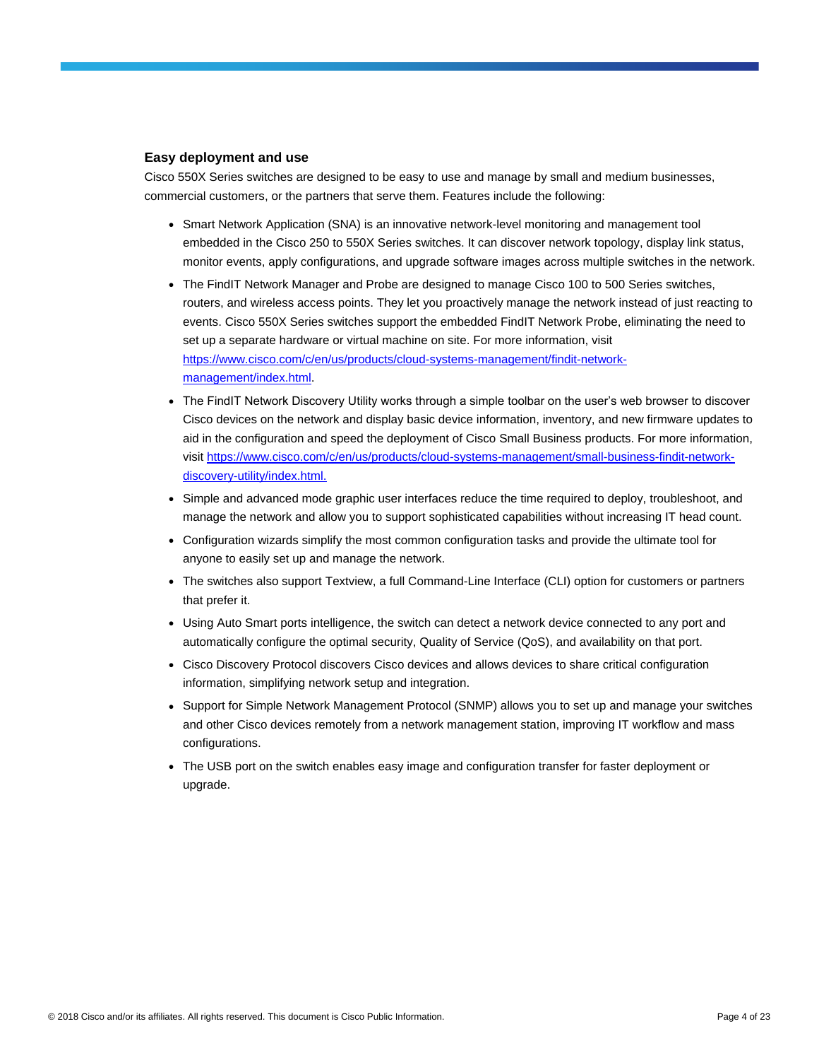### Easy deployment and use

Cisco 550X Series switches are designed to be easy to use and manage by small and medium businesses, commercial customers, or the partners that serve them. Features include the following:

- Smart Network Application (SNA) is an innovative network-level monitoring and management tool embedded in the Cisco 250 to 550X Series switches. It can discover network topology, display link status, monitor events, apply configurations, and upgrade software images across multiple switches in the network.
- The FindIT Network Manager and Probe are designed to manage Cisco 100 to 500 Series switches, routers, and wireless access points. They let you proactively manage the network instead of just reacting to events. Cisco 550X Series switches support the embedded FindIT Network Probe, eliminating the need to set up a separate hardware or virtual machine on site. For more information, visit [https://www.cisco.com/c/en/us/products/cloud-systems-management/findit-network-management/index.html](https://www.cisco.com/c/en/us/products/cloud-systems-management/findit-network-management/index.html).
- The FindIT Network Discovery Utility works through a simple toolbar on the user's web browser to discover Cisco devices on the network and display basic device information, inventory, and new firmware updates to aid in the configuration and speed the deployment of Cisco Small Business products. For more information, visit [https://www.cisco.com/c/en/us/products/cloud-systems-management/small-business-findit-network-discovery-utility/index.html.](https://www.cisco.com/c/en/us/products/cloud-systems-management/small-business-findit-network-discovery-utility/index.html)
- Simple and advanced mode graphic user interfaces reduce the time required to deploy, troubleshoot, and manage the network and allow you to support sophisticated capabilities without increasing IT head count.
- Configuration wizards simplify the most common configuration tasks and provide the ultimate tool for anyone to easily set up and manage the network.
- The switches also support Textview, a full Command-Line Interface (CLI) option for customers or partners that prefer it.
- Using Auto Smart ports intelligence, the switch can detect a network device connected to any port and automatically configure the optimal security, Quality of Service (QoS), and availability on that port.
- Cisco Discovery Protocol discovers Cisco devices and allows devices to share critical configuration information, simplifying network setup and integration.
- Support for Simple Network Management Protocol (SNMP) allows you to set up and manage your switches and other Cisco devices remotely from a network management station, improving IT workflow and mass configurations.
- The USB port on the switch enables easy image and configuration transfer for faster deployment or upgrade.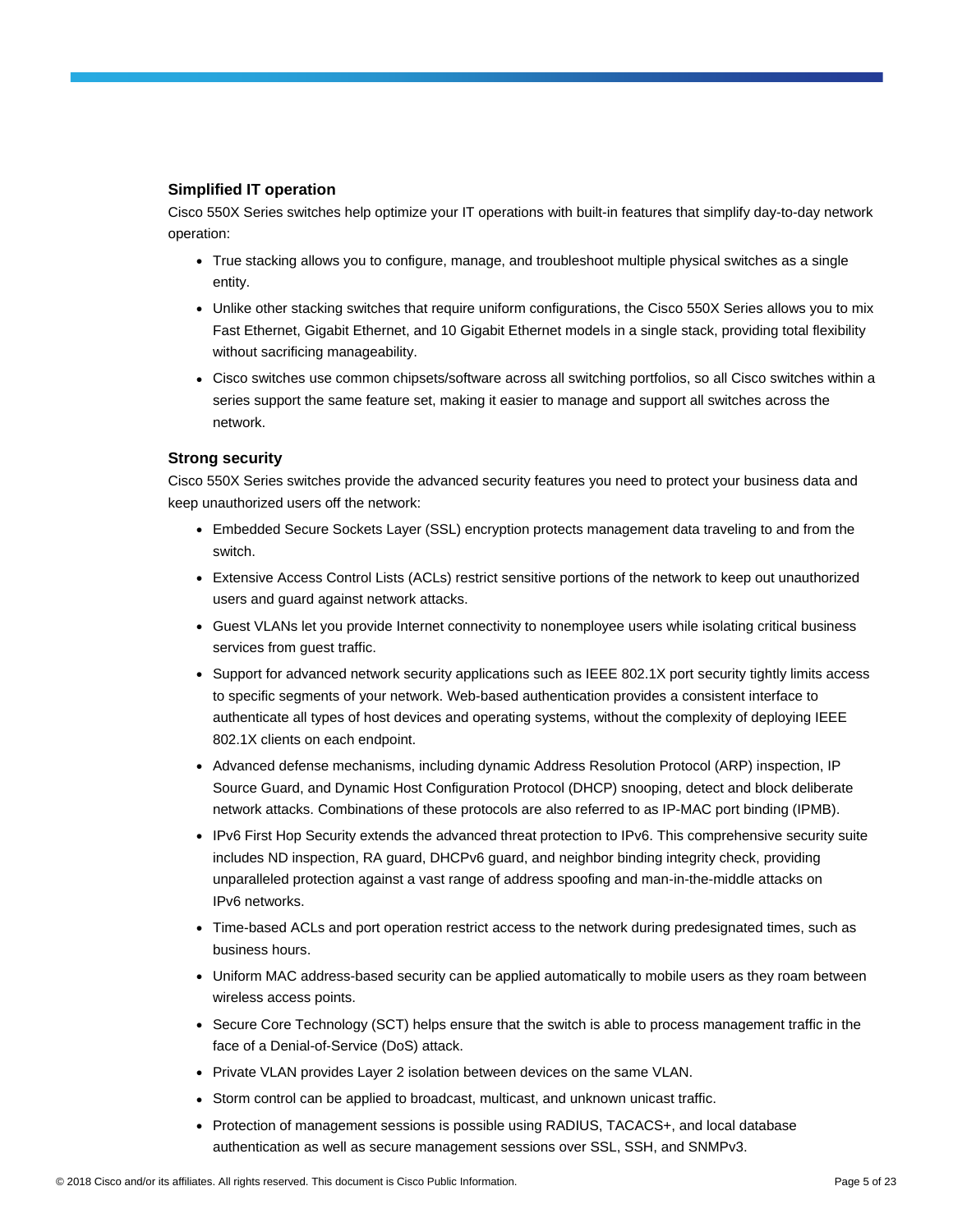### Simplified IT operation

Cisco 550X Series switches help optimize your IT operations with built-in features that simplify day-to-day network operation:

- True stacking allows you to configure, manage, and troubleshoot multiple physical switches as a single entity.
- Unlike other stacking switches that require uniform configurations, the Cisco 550X Series allows you to mix Fast Ethernet, Gigabit Ethernet, and 10 Gigabit Ethernet models in a single stack, providing total flexibility without sacrificing manageability.
- Cisco switches use common chipsets/software across all switching portfolios, so all Cisco switches within a series support the same feature set, making it easier to manage and support all switches across the network.

### Strong security

Cisco 550X Series switches provide the advanced security features you need to protect your business data and keep unauthorized users off the network:

- Embedded Secure Sockets Layer (SSL) encryption protects management data traveling to and from the switch.
- Extensive Access Control Lists (ACLs) restrict sensitive portions of the network to keep out unauthorized users and guard against network attacks.
- Guest VLANs let you provide Internet connectivity to nonemployee users while isolating critical business services from guest traffic.
- Support for advanced network security applications such as IEEE 802.1X port security tightly limits access to specific segments of your network. Web-based authentication provides a consistent interface to authenticate all types of host devices and operating systems, without the complexity of deploying IEEE 802.1X clients on each endpoint.
- Advanced defense mechanisms, including dynamic Address Resolution Protocol (ARP) inspection, IP Source Guard, and Dynamic Host Configuration Protocol (DHCP) snooping, detect and block deliberate network attacks. Combinations of these protocols are also referred to as IP-MAC port binding (IPMB).
- IPv6 First Hop Security extends the advanced threat protection to IPv6. This comprehensive security suite includes ND inspection, RA guard, DHCPv6 guard, and neighbor binding integrity check, providing unparalleled protection against a vast range of address spoofing and man-in-the-middle attacks on IPv6 networks.
- Time-based ACLs and port operation restrict access to the network during predesignated times, such as business hours.
- Uniform MAC address-based security can be applied automatically to mobile users as they roam between wireless access points.
- Secure Core Technology (SCT) helps ensure that the switch is able to process management traffic in the face of a Denial-of-Service (DoS) attack.
- Private VLAN provides Layer 2 isolation between devices on the same VLAN.
- Storm control can be applied to broadcast, multicast, and unknown unicast traffic.
- Protection of management sessions is possible using RADIUS, TACACS+, and local database authentication as well as secure management sessions over SSL, SSH, and SNMPv3.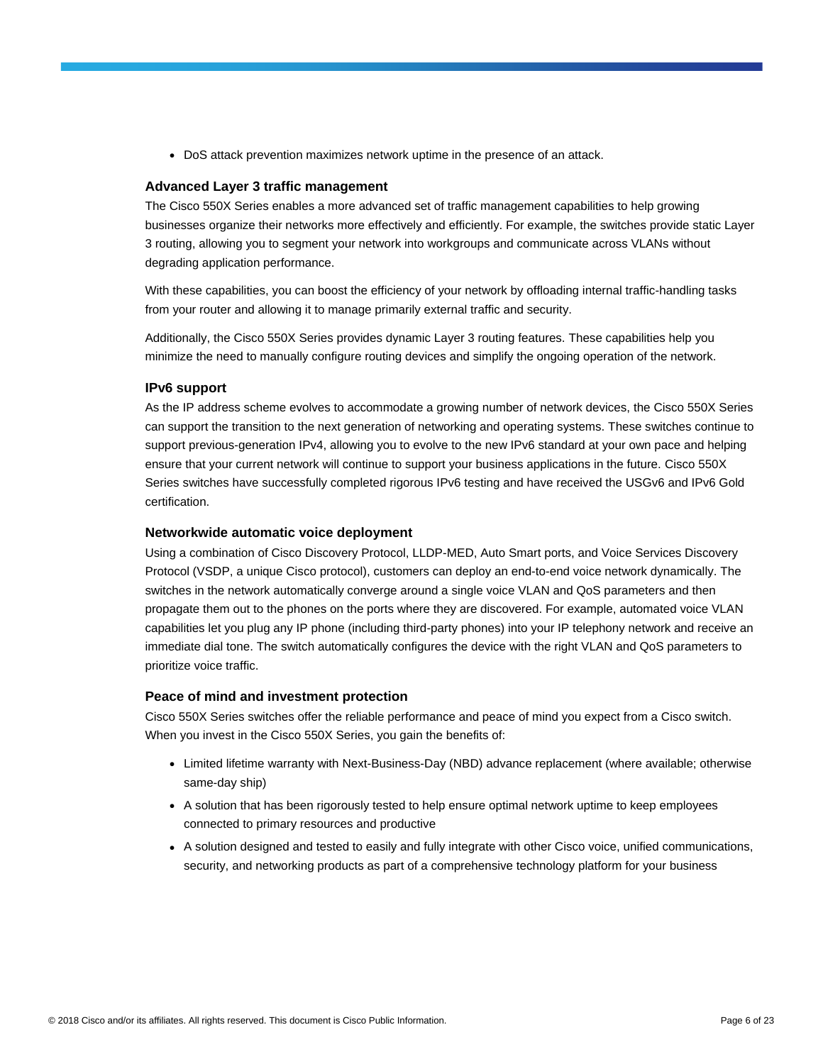- DoS attack prevention maximizes network uptime in the presence of an attack.

### Advanced Layer 3 traffic management

The Cisco 550X Series enables a more advanced set of traffic management capabilities to help growing businesses organize their networks more effectively and efficiently. For example, the switches provide static Layer 3 routing, allowing you to segment your network into workgroups and communicate across VLANs without degrading application performance.

With these capabilities, you can boost the efficiency of your network by offloading internal traffic-handling tasks from your router and allowing it to manage primarily external traffic and security.

Additionally, the Cisco 550X Series provides dynamic Layer 3 routing features. These capabilities help you minimize the need to manually configure routing devices and simplify the ongoing operation of the network.

### IPv6 support

As the IP address scheme evolves to accommodate a growing number of network devices, the Cisco 550X Series can support the transition to the next generation of networking and operating systems. These switches continue to support previous-generation IPv4, allowing you to evolve to the new IPv6 standard at your own pace and helping ensure that your current network will continue to support your business applications in the future. Cisco 550X Series switches have successfully completed rigorous IPv6 testing and have received the USGv6 and IPv6 Gold certification.

### Networkwide automatic voice deployment

Using a combination of Cisco Discovery Protocol, LLDP-MED, Auto Smart ports, and Voice Services Discovery Protocol (VSDP, a unique Cisco protocol), customers can deploy an end-to-end voice network dynamically. The switches in the network automatically converge around a single voice VLAN and QoS parameters and then propagate them out to the phones on the ports where they are discovered. For example, automated voice VLAN capabilities let you plug any IP phone (including third-party phones) into your IP telephony network and receive an immediate dial tone. The switch automatically configures the device with the right VLAN and QoS parameters to prioritize voice traffic.

### Peace of mind and investment protection

Cisco 550X Series switches offer the reliable performance and peace of mind you expect from a Cisco switch. When you invest in the Cisco 550X Series, you gain the benefits of:

- Limited lifetime warranty with Next-Business-Day (NBD) advance replacement (where available; otherwise same-day ship)
- A solution that has been rigorously tested to help ensure optimal network uptime to keep employees connected to primary resources and productive
- A solution designed and tested to easily and fully integrate with other Cisco voice, unified communications, security, and networking products as part of a comprehensive technology platform for your business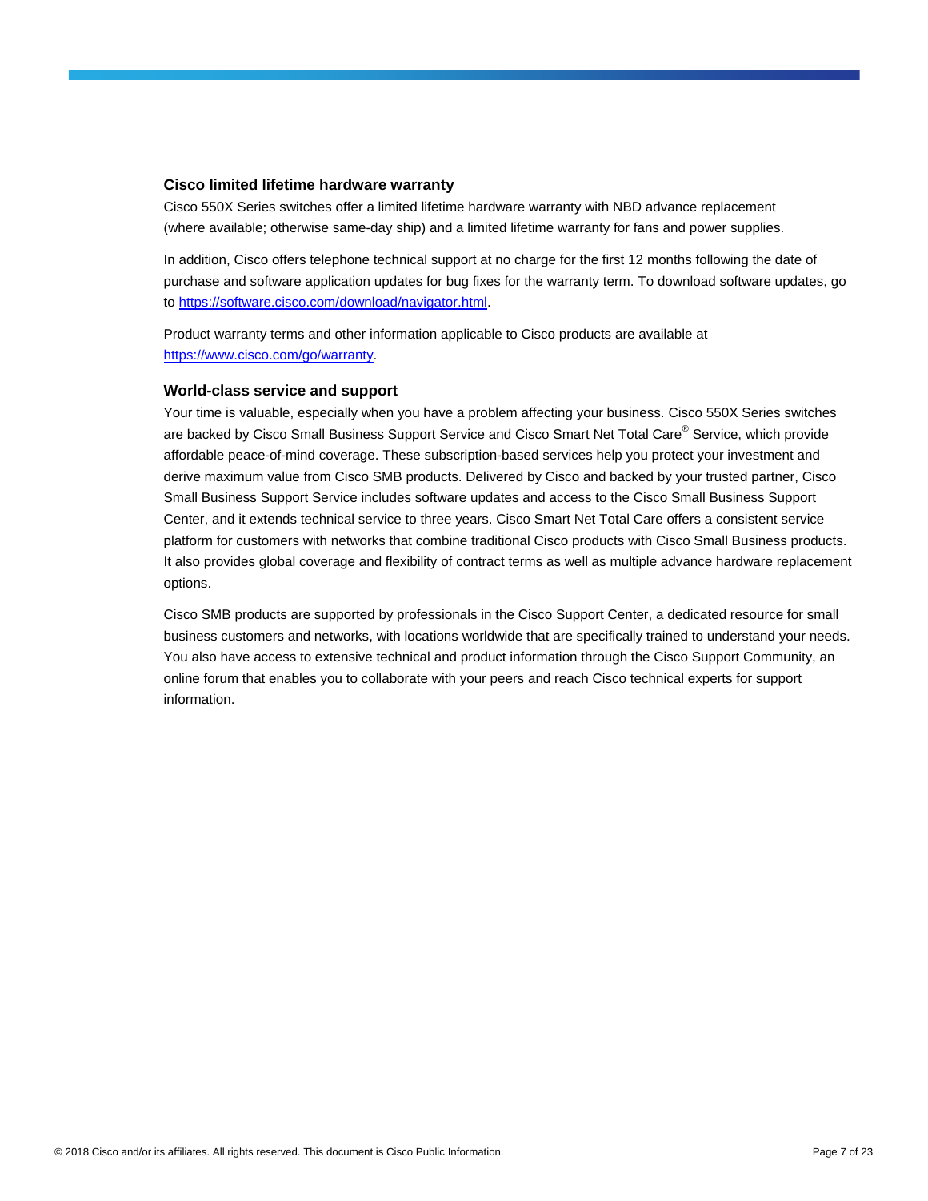### Cisco limited lifetime hardware warranty

Cisco 550X Series switches offer a limited lifetime hardware warranty with NBD advance replacement (where available; otherwise same-day ship) and a limited lifetime warranty for fans and power supplies.

In addition, Cisco offers telephone technical support at no charge for the first 12 months following the date of purchase and software application updates for bug fixes for the warranty term. To download software updates, go to https://software.cisco.com/download/navigator.html.

Product warranty terms and other information applicable to Cisco products are available at https://www.cisco.com/go/warranty.

### World-class service and support

Your time is valuable, especially when you have a problem affecting your business. Cisco 550X Series switches are backed by Cisco Small Business Support Service and Cisco Smart Net Total Care® Service, which provide affordable peace-of-mind coverage. These subscription-based services help you protect your investment and derive maximum value from Cisco SMB products. Delivered by Cisco and backed by your trusted partner, Cisco Small Business Support Service includes software updates and access to the Cisco Small Business Support Center, and it extends technical service to three years. Cisco Smart Net Total Care offers a consistent service platform for customers with networks that combine traditional Cisco products with Cisco Small Business products. It also provides global coverage and flexibility of contract terms as well as multiple advance hardware replacement options.

Cisco SMB products are supported by professionals in the Cisco Support Center, a dedicated resource for small business customers and networks, with locations worldwide that are specifically trained to understand your needs. You also have access to extensive technical and product information through the Cisco Support Community, an online forum that enables you to collaborate with your peers and reach Cisco technical experts for support information.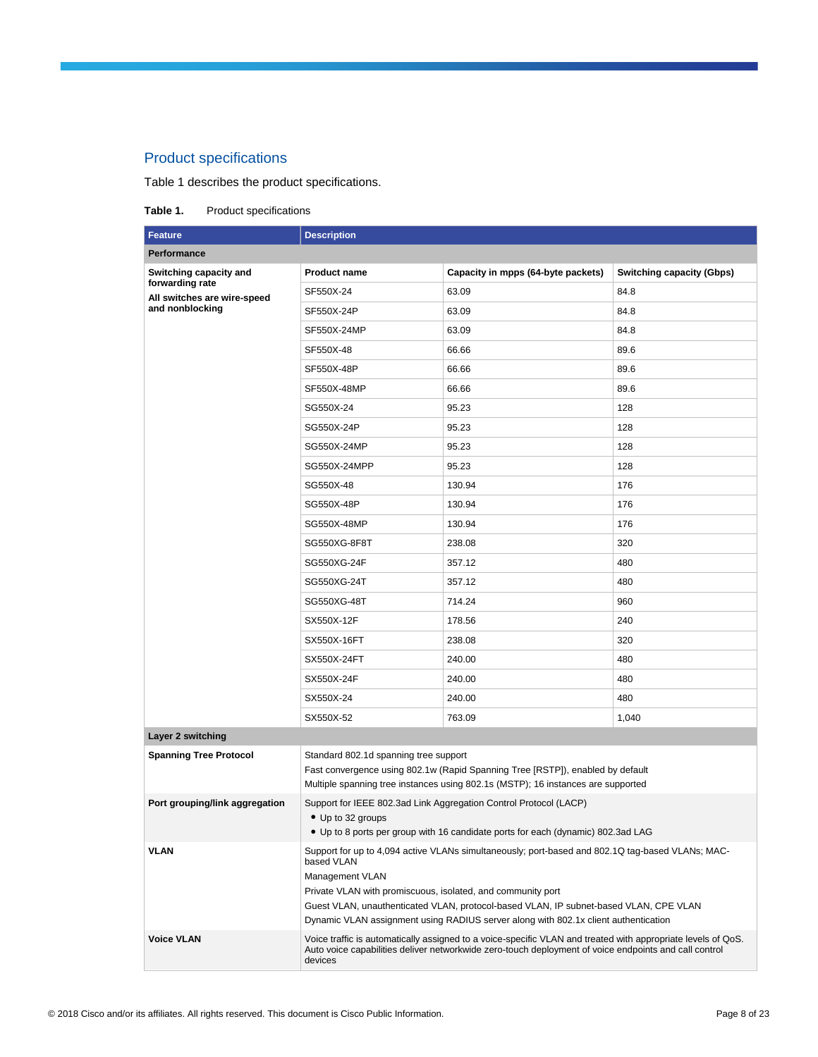## Product specifications

Table 1 describes the product specifications.

**Table 1.** Product specifications

| Feature | Description | | |
|---|---|---|---|
| **Performance** | | | |
| **Switching capacity and forwarding rate**<br>**All switches are wire-speed and nonblocking** | **Product name** | **Capacity in mpps (64-byte packets)** | **Switching capacity (Gbps)** |
| | SF550X-24 | 63.09 | 84.8 |
| | SF550X-24P | 63.09 | 84.8 |
| | SF550X-24MP | 63.09 | 84.8 |
| | SF550X-48 | 66.66 | 89.6 |
| | SF550X-48P | 66.66 | 89.6 |
| | SF550X-48MP | 66.66 | 89.6 |
| | SG550X-24 | 95.23 | 128 |
| | SG550X-24P | 95.23 | 128 |
| | SG550X-24MP | 95.23 | 128 |
| | SG550X-24MPP | 95.23 | 128 |
| | SG550X-48 | 130.94 | 176 |
| | SG550X-48P | 130.94 | 176 |
| | SG550X-48MP | 130.94 | 176 |
| | SG550XG-8F8T | 238.08 | 320 |
| | SG550XG-24F | 357.12 | 480 |
| | SG550XG-24T | 357.12 | 480 |
| | SG550XG-48T | 714.24 | 960 |
| | SX550X-12F | 178.56 | 240 |
| | SX550X-16FT | 238.08 | 320 |
| | SX550X-24FT | 240.00 | 480 |
| | SX550X-24F | 240.00 | 480 |
| | SX550X-24 | 240.00 | 480 |
| | SX550X-52 | 763.09 | 1,040 |
| **Layer 2 switching** | | | |
| **Spanning Tree Protocol** | Standard 802.1d spanning tree support<br>Fast convergence using 802.1w (Rapid Spanning Tree [RSTP]), enabled by default<br>Multiple spanning tree instances using 802.1s (MSTP); 16 instances are supported | | |
| **Port grouping/link aggregation** | Support for IEEE 802.3ad Link Aggregation Control Protocol (LACP)<br>• Up to 32 groups<br>• Up to 8 ports per group with 16 candidate ports for each (dynamic) 802.3ad LAG | | |
| **VLAN** | Support for up to 4,094 active VLANs simultaneously; port-based and 802.1Q tag-based VLANs; MAC-based VLAN<br>Management VLAN<br>Private VLAN with promiscuous, isolated, and community port<br>Guest VLAN, unauthenticated VLAN, protocol-based VLAN, IP subnet-based VLAN, CPE VLAN<br>Dynamic VLAN assignment using RADIUS server along with 802.1x client authentication | | |
| **Voice VLAN** | Voice traffic is automatically assigned to a voice-specific VLAN and treated with appropriate levels of QoS. Auto voice capabilities deliver networkwide zero-touch deployment of voice endpoints and call control devices | | |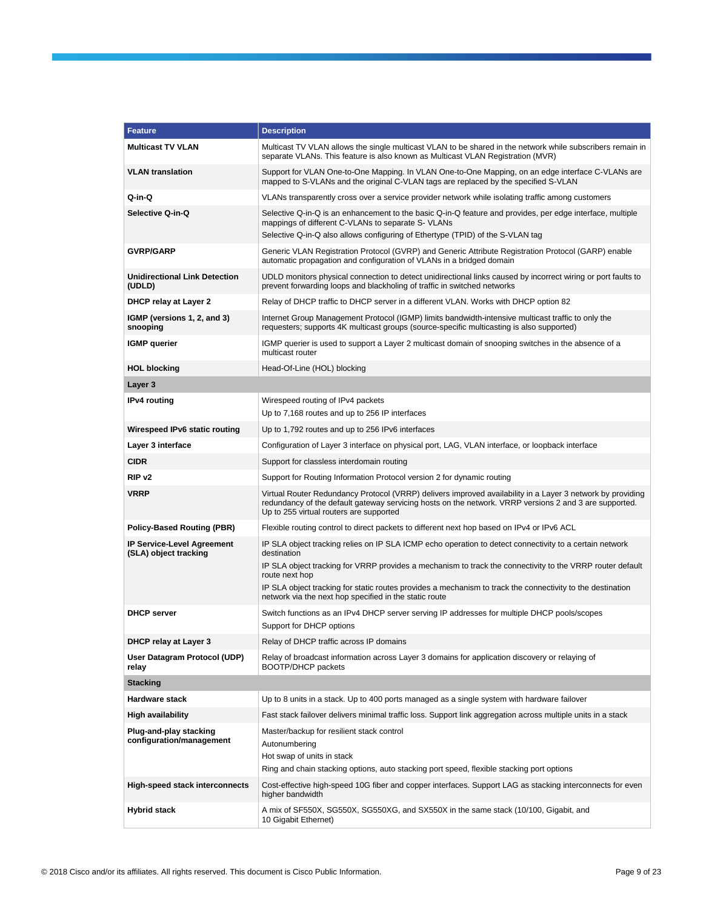| Feature | Description |
|---|---|
| **Multicast TV VLAN** | Multicast TV VLAN allows the single multicast VLAN to be shared in the network while subscribers remain in separate VLANs. This feature is also known as Multicast VLAN Registration (MVR) |
| **VLAN translation** | Support for VLAN One-to-One Mapping. In VLAN One-to-One Mapping, on an edge interface C-VLANs are mapped to S-VLANs and the original C-VLAN tags are replaced by the specified S-VLAN |
| **Q-in-Q** | VLANs transparently cross over a service provider network while isolating traffic among customers |
| **Selective Q-in-Q** | Selective Q-in-Q is an enhancement to the basic Q-in-Q feature and provides, per edge interface, multiple mappings of different C-VLANs to separate S- VLANs<br>Selective Q-in-Q also allows configuring of Ethertype (TPID) of the S-VLAN tag |
| **GVRP/GARP** | Generic VLAN Registration Protocol (GVRP) and Generic Attribute Registration Protocol (GARP) enable automatic propagation and configuration of VLANs in a bridged domain |
| **Unidirectional Link Detection (UDLD)** | UDLD monitors physical connection to detect unidirectional links caused by incorrect wiring or port faults to prevent forwarding loops and blackholing of traffic in switched networks |
| **DHCP relay at Layer 2** | Relay of DHCP traffic to DHCP server in a different VLAN. Works with DHCP option 82 |
| **IGMP (versions 1, 2, and 3) snooping** | Internet Group Management Protocol (IGMP) limits bandwidth-intensive multicast traffic to only the requesters; supports 4K multicast groups (source-specific multicasting is also supported) |
| **IGMP querier** | IGMP querier is used to support a Layer 2 multicast domain of snooping switches in the absence of a multicast router |
| **HOL blocking** | Head-Of-Line (HOL) blocking |
| **Layer 3** | |
| **IPv4 routing** | Wirespeed routing of IPv4 packets<br>Up to 7,168 routes and up to 256 IP interfaces |
| **Wirespeed IPv6 static routing** | Up to 1,792 routes and up to 256 IPv6 interfaces |
| **Layer 3 interface** | Configuration of Layer 3 interface on physical port, LAG, VLAN interface, or loopback interface |
| **CIDR** | Support for classless interdomain routing |
| **RIP v2** | Support for Routing Information Protocol version 2 for dynamic routing |
| **VRRP** | Virtual Router Redundancy Protocol (VRRP) delivers improved availability in a Layer 3 network by providing redundancy of the default gateway servicing hosts on the network. VRRP versions 2 and 3 are supported. Up to 255 virtual routers are supported |
| **Policy-Based Routing (PBR)** | Flexible routing control to direct packets to different next hop based on IPv4 or IPv6 ACL |
| **IP Service-Level Agreement (SLA) object tracking** | IP SLA object tracking relies on IP SLA ICMP echo operation to detect connectivity to a certain network destination<br>IP SLA object tracking for VRRP provides a mechanism to track the connectivity to the VRRP router default route next hop<br>IP SLA object tracking for static routes provides a mechanism to track the connectivity to the destination network via the next hop specified in the static route |
| **DHCP server** | Switch functions as an IPv4 DHCP server serving IP addresses for multiple DHCP pools/scopes<br>Support for DHCP options |
| **DHCP relay at Layer 3** | Relay of DHCP traffic across IP domains |
| **User Datagram Protocol (UDP) relay** | Relay of broadcast information across Layer 3 domains for application discovery or relaying of BOOTP/DHCP packets |
| **Stacking** | |
| **Hardware stack** | Up to 8 units in a stack. Up to 400 ports managed as a single system with hardware failover |
| **High availability** | Fast stack failover delivers minimal traffic loss. Support link aggregation across multiple units in a stack |
| **Plug-and-play stacking configuration/management** | Master/backup for resilient stack control<br>Autonumbering<br>Hot swap of units in stack<br>Ring and chain stacking options, auto stacking port speed, flexible stacking port options |
| **High-speed stack interconnects** | Cost-effective high-speed 10G fiber and copper interfaces. Support LAG as stacking interconnects for even higher bandwidth |
| **Hybrid stack** | A mix of SF550X, SG550X, SG550XG, and SX550X in the same stack (10/100, Gigabit, and 10 Gigabit Ethernet) |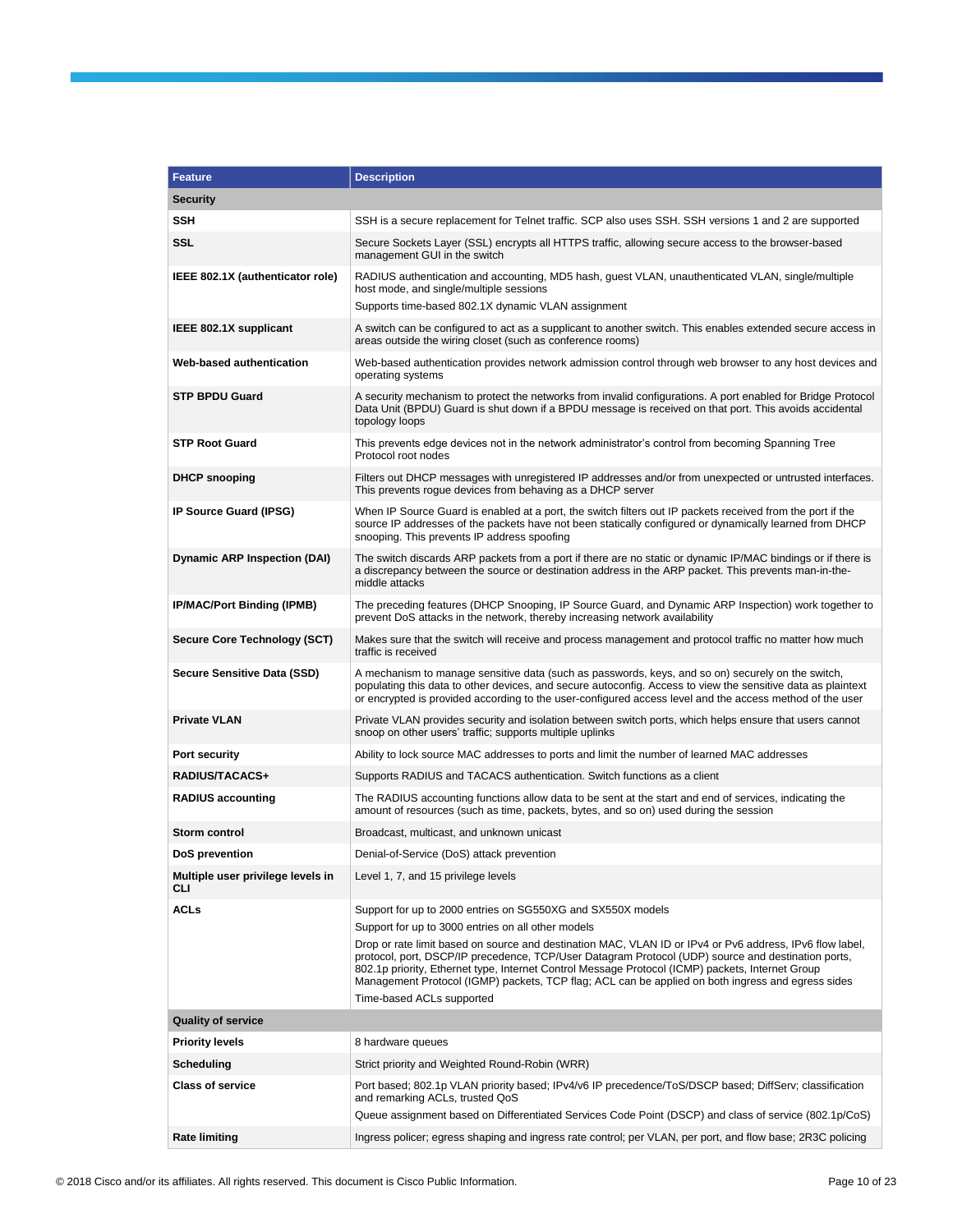| Feature | Description |
|---|---|
| **Security** | |
| **SSH** | SSH is a secure replacement for Telnet traffic. SCP also uses SSH. SSH versions 1 and 2 are supported |
| **SSL** | Secure Sockets Layer (SSL) encrypts all HTTPS traffic, allowing secure access to the browser-based management GUI in the switch |
| **IEEE 802.1X (authenticator role)** | RADIUS authentication and accounting, MD5 hash, guest VLAN, unauthenticated VLAN, single/multiple host mode, and single/multiple sessions<br>Supports time-based 802.1X dynamic VLAN assignment |
| **IEEE 802.1X supplicant** | A switch can be configured to act as a supplicant to another switch. This enables extended secure access in areas outside the wiring closet (such as conference rooms) |
| **Web-based authentication** | Web-based authentication provides network admission control through web browser to any host devices and operating systems |
| **STP BPDU Guard** | A security mechanism to protect the networks from invalid configurations. A port enabled for Bridge Protocol Data Unit (BPDU) Guard is shut down if a BPDU message is received on that port. This avoids accidental topology loops |
| **STP Root Guard** | This prevents edge devices not in the network administrator's control from becoming Spanning Tree Protocol root nodes |
| **DHCP snooping** | Filters out DHCP messages with unregistered IP addresses and/or from unexpected or untrusted interfaces. This prevents rogue devices from behaving as a DHCP server |
| **IP Source Guard (IPSG)** | When IP Source Guard is enabled at a port, the switch filters out IP packets received from the port if the source IP addresses of the packets have not been statically configured or dynamically learned from DHCP snooping. This prevents IP address spoofing |
| **Dynamic ARP Inspection (DAI)** | The switch discards ARP packets from a port if there are no static or dynamic IP/MAC bindings or if there is a discrepancy between the source or destination address in the ARP packet. This prevents man-in-the-middle attacks |
| **IP/MAC/Port Binding (IPMB)** | The preceding features (DHCP Snooping, IP Source Guard, and Dynamic ARP Inspection) work together to prevent DoS attacks in the network, thereby increasing network availability |
| **Secure Core Technology (SCT)** | Makes sure that the switch will receive and process management and protocol traffic no matter how much traffic is received |
| **Secure Sensitive Data (SSD)** | A mechanism to manage sensitive data (such as passwords, keys, and so on) securely on the switch, populating this data to other devices, and secure autoconfig. Access to view the sensitive data as plaintext or encrypted is provided according to the user-configured access level and the access method of the user |
| **Private VLAN** | Private VLAN provides security and isolation between switch ports, which helps ensure that users cannot snoop on other users' traffic; supports multiple uplinks |
| **Port security** | Ability to lock source MAC addresses to ports and limit the number of learned MAC addresses |
| **RADIUS/TACACS+** | Supports RADIUS and TACACS authentication. Switch functions as a client |
| **RADIUS accounting** | The RADIUS accounting functions allow data to be sent at the start and end of services, indicating the amount of resources (such as time, packets, bytes, and so on) used during the session |
| **Storm control** | Broadcast, multicast, and unknown unicast |
| **DoS prevention** | Denial-of-Service (DoS) attack prevention |
| **Multiple user privilege levels in CLI** | Level 1, 7, and 15 privilege levels |
| **ACLs** | Support for up to 2000 entries on SG550XG and SX550X models<br>Support for up to 3000 entries on all other models<br>Drop or rate limit based on source and destination MAC, VLAN ID or IPv4 or Pv6 address, IPv6 flow label, protocol, port, DSCP/IP precedence, TCP/User Datagram Protocol (UDP) source and destination ports, 802.1p priority, Ethernet type, Internet Control Message Protocol (ICMP) packets, Internet Group Management Protocol (IGMP) packets, TCP flag; ACL can be applied on both ingress and egress sides<br>Time-based ACLs supported |
| **Quality of service** | |
| **Priority levels** | 8 hardware queues |
| **Scheduling** | Strict priority and Weighted Round-Robin (WRR) |
| **Class of service** | Port based; 802.1p VLAN priority based; IPv4/v6 IP precedence/ToS/DSCP based; DiffServ; classification and remarking ACLs, trusted QoS<br>Queue assignment based on Differentiated Services Code Point (DSCP) and class of service (802.1p/CoS) |
| **Rate limiting** | Ingress policer; egress shaping and ingress rate control; per VLAN, per port, and flow base; 2R3C policing |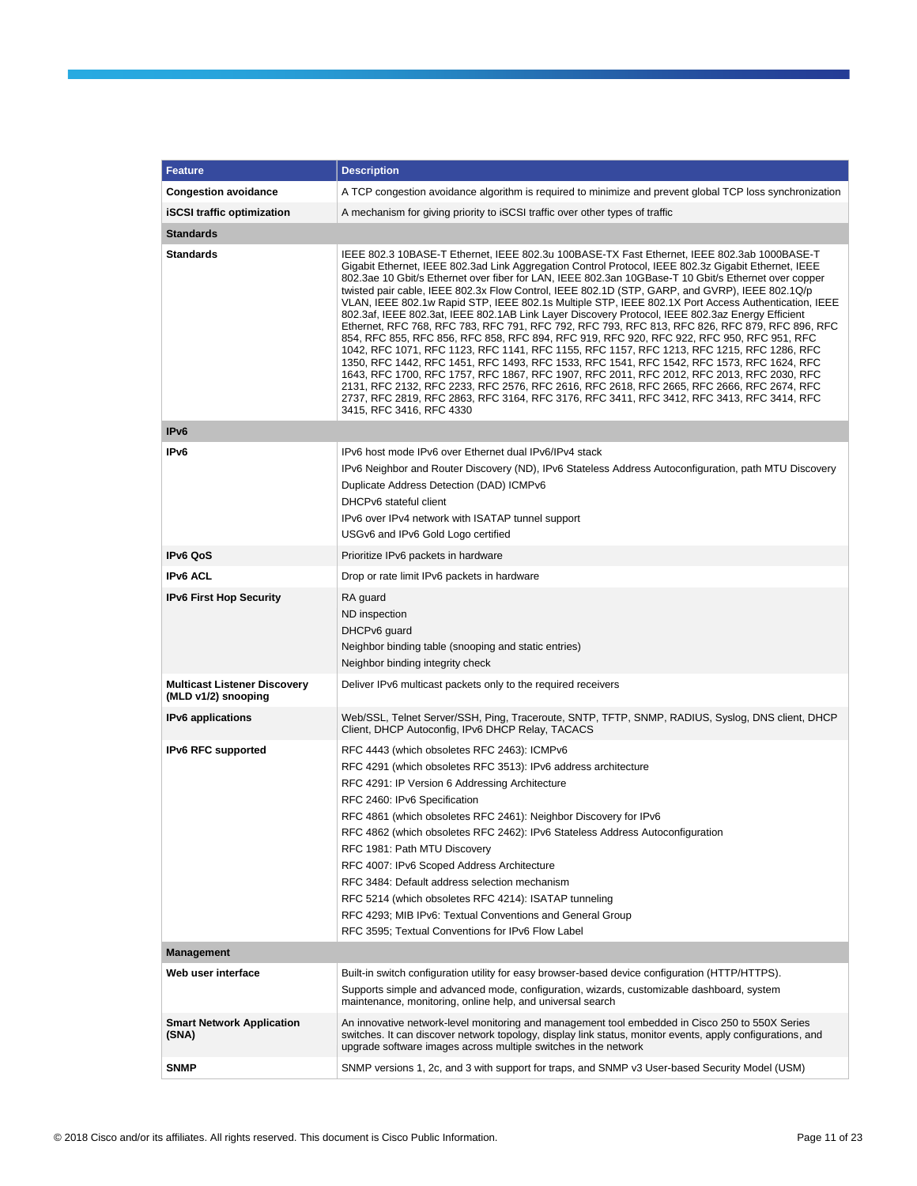| Feature | Description |
|---|---|
| **Congestion avoidance** | A TCP congestion avoidance algorithm is required to minimize and prevent global TCP loss synchronization |
| **iSCSI traffic optimization** | A mechanism for giving priority to iSCSI traffic over other types of traffic |
| **Standards** | |
| **Standards** | IEEE 802.3 10BASE-T Ethernet, IEEE 802.3u 100BASE-TX Fast Ethernet, IEEE 802.3ab 1000BASE-T Gigabit Ethernet, IEEE 802.3ad Link Aggregation Control Protocol, IEEE 802.3z Gigabit Ethernet, IEEE 802.3ae 10 Gbit/s Ethernet over fiber for LAN, IEEE 802.3an 10GBase-T 10 Gbit/s Ethernet over copper twisted pair cable, IEEE 802.3x Flow Control, IEEE 802.1D (STP, GARP, and GVRP), IEEE 802.1Q/p VLAN, IEEE 802.1w Rapid STP, IEEE 802.1s Multiple STP, IEEE 802.1X Port Access Authentication, IEEE 802.3af, IEEE 802.3at, IEEE 802.1AB Link Layer Discovery Protocol, IEEE 802.3az Energy Efficient Ethernet, RFC 768, RFC 783, RFC 791, RFC 792, RFC 793, RFC 813, RFC 826, RFC 879, RFC 896, RFC 854, RFC 855, RFC 856, RFC 858, RFC 894, RFC 919, RFC 920, RFC 922, RFC 950, RFC 951, RFC 1042, RFC 1071, RFC 1123, RFC 1141, RFC 1155, RFC 1157, RFC 1213, RFC 1215, RFC 1286, RFC 1350, RFC 1442, RFC 1451, RFC 1493, RFC 1533, RFC 1541, RFC 1542, RFC 1573, RFC 1624, RFC 1643, RFC 1700, RFC 1757, RFC 1867, RFC 1907, RFC 2011, RFC 2012, RFC 2013, RFC 2030, RFC 2131, RFC 2132, RFC 2233, RFC 2576, RFC 2616, RFC 2618, RFC 2665, RFC 2666, RFC 2674, RFC 2737, RFC 2819, RFC 2863, RFC 3164, RFC 3176, RFC 3411, RFC 3412, RFC 3413, RFC 3414, RFC 3415, RFC 3416, RFC 4330 |
| **IPv6** | |
| **IPv6** | IPv6 host mode IPv6 over Ethernet dual IPv6/IPv4 stack<br>IPv6 Neighbor and Router Discovery (ND), IPv6 Stateless Address Autoconfiguration, path MTU Discovery<br>Duplicate Address Detection (DAD) ICMPv6<br>DHCPv6 stateful client<br>IPv6 over IPv4 network with ISATAP tunnel support<br>USGv6 and IPv6 Gold Logo certified |
| **IPv6 QoS** | Prioritize IPv6 packets in hardware |
| **IPv6 ACL** | Drop or rate limit IPv6 packets in hardware |
| **IPv6 First Hop Security** | RA guard<br>ND inspection<br>DHCPv6 guard<br>Neighbor binding table (snooping and static entries)<br>Neighbor binding integrity check |
| **Multicast Listener Discovery (MLD v1/2) snooping** | Deliver IPv6 multicast packets only to the required receivers |
| **IPv6 applications** | Web/SSL, Telnet Server/SSH, Ping, Traceroute, SNTP, TFTP, SNMP, RADIUS, Syslog, DNS client, DHCP Client, DHCP Autoconfig, IPv6 DHCP Relay, TACACS |
| **IPv6 RFC supported** | RFC 4443 (which obsoletes RFC 2463): ICMPv6<br>RFC 4291 (which obsoletes RFC 3513): IPv6 address architecture<br>RFC 4291: IP Version 6 Addressing Architecture<br>RFC 2460: IPv6 Specification<br>RFC 4861 (which obsoletes RFC 2461): Neighbor Discovery for IPv6<br>RFC 4862 (which obsoletes RFC 2462): IPv6 Stateless Address Autoconfiguration<br>RFC 1981: Path MTU Discovery<br>RFC 4007: IPv6 Scoped Address Architecture<br>RFC 3484: Default address selection mechanism<br>RFC 5214 (which obsoletes RFC 4214): ISATAP tunneling<br>RFC 4293; MIB IPv6: Textual Conventions and General Group<br>RFC 3595; Textual Conventions for IPv6 Flow Label |
| **Management** | |
| **Web user interface** | Built-in switch configuration utility for easy browser-based device configuration (HTTP/HTTPS).<br>Supports simple and advanced mode, configuration, wizards, customizable dashboard, system maintenance, monitoring, online help, and universal search |
| **Smart Network Application (SNA)** | An innovative network-level monitoring and management tool embedded in Cisco 250 to 550X Series switches. It can discover network topology, display link status, monitor events, apply configurations, and upgrade software images across multiple switches in the network |
| **SNMP** | SNMP versions 1, 2c, and 3 with support for traps, and SNMP v3 User-based Security Model (USM) |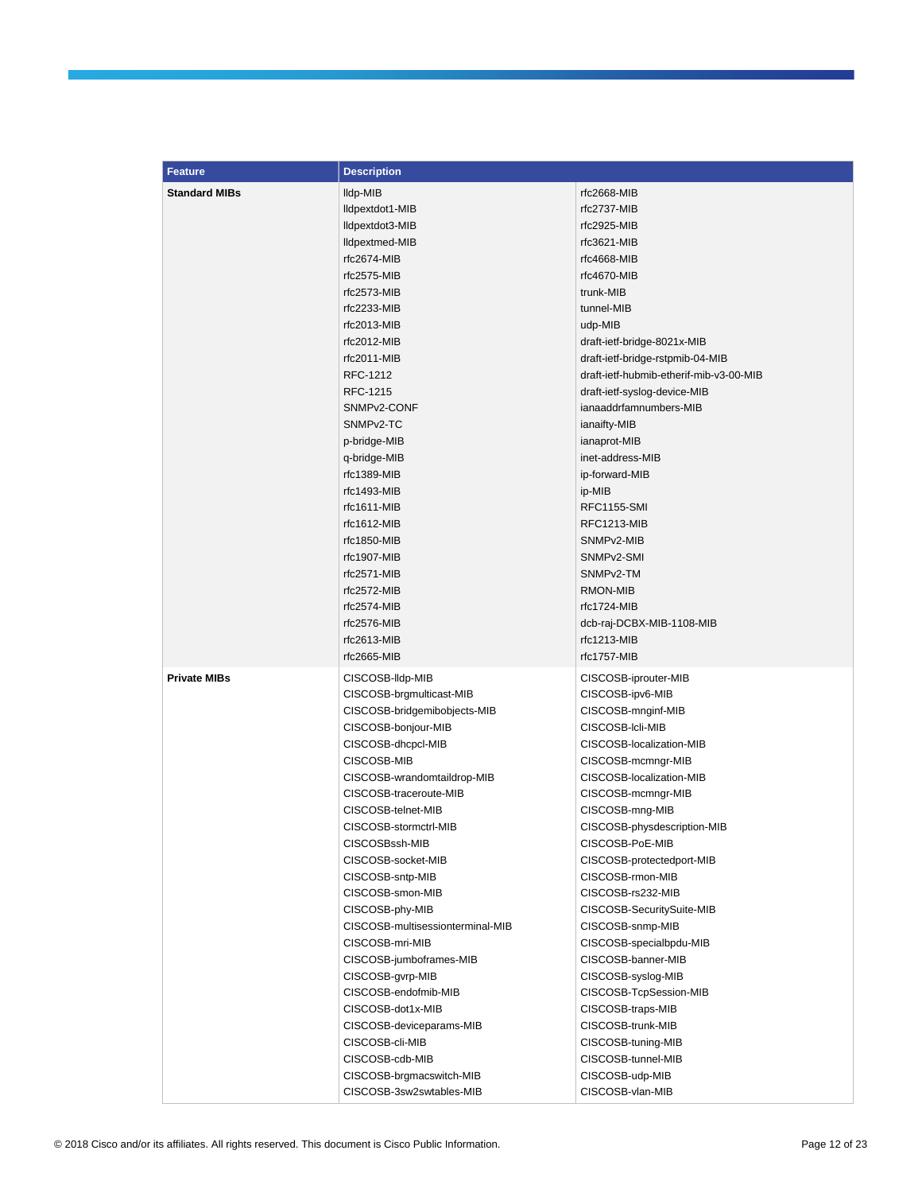| Feature | Description | |
|---|---|---|
| **Standard MIBs** | lldp-MIB<br>lldpextdot1-MIB<br>lldpextdot3-MIB<br>lldpextmed-MIB<br>rfc2674-MIB<br>rfc2575-MIB<br>rfc2573-MIB<br>rfc2233-MIB<br>rfc2013-MIB<br>rfc2012-MIB<br>rfc2011-MIB<br>RFC-1212<br>RFC-1215<br>SNMPv2-CONF<br>SNMPv2-TC<br>p-bridge-MIB<br>q-bridge-MIB<br>rfc1389-MIB<br>rfc1493-MIB<br>rfc1611-MIB<br>rfc1612-MIB<br>rfc1850-MIB<br>rfc1907-MIB<br>rfc2571-MIB<br>rfc2572-MIB<br>rfc2574-MIB<br>rfc2576-MIB<br>rfc2613-MIB<br>rfc2665-MIB | rfc2668-MIB<br>rfc2737-MIB<br>rfc2925-MIB<br>rfc3621-MIB<br>rfc4668-MIB<br>rfc4670-MIB<br>trunk-MIB<br>tunnel-MIB<br>udp-MIB<br>draft-ietf-bridge-8021x-MIB<br>draft-ietf-bridge-rstpmib-04-MIB<br>draft-ietf-hubmib-etherif-mib-v3-00-MIB<br>draft-ietf-syslog-device-MIB<br>ianaaddrfamnumbers-MIB<br>ianaifty-MIB<br>ianaprot-MIB<br>inet-address-MIB<br>ip-forward-MIB<br>ip-MIB<br>RFC1155-SMI<br>RFC1213-MIB<br>SNMPv2-MIB<br>SNMPv2-SMI<br>SNMPv2-TM<br>RMON-MIB<br>rfc1724-MIB<br>dcb-raj-DCBX-MIB-1108-MIB<br>rfc1213-MIB<br>rfc1757-MIB |
| **Private MIBs** | CISCOSB-lldp-MIB<br>CISCOSB-brgmulticast-MIB<br>CISCOSB-bridgemibobjects-MIB<br>CISCOSB-bonjour-MIB<br>CISCOSB-dhcpcl-MIB<br>CISCOSB-MIB<br>CISCOSB-wrandomtaildrop-MIB<br>CISCOSB-traceroute-MIB<br>CISCOSB-telnet-MIB<br>CISCOSB-stormctrl-MIB<br>CISCOSBssh-MIB<br>CISCOSB-socket-MIB<br>CISCOSB-sntp-MIB<br>CISCOSB-smon-MIB<br>CISCOSB-phy-MIB<br>CISCOSB-multisessionterminal-MIB<br>CISCOSB-mri-MIB<br>CISCOSB-jumboframes-MIB<br>CISCOSB-gvrp-MIB<br>CISCOSB-endofmib-MIB<br>CISCOSB-dot1x-MIB<br>CISCOSB-deviceparams-MIB<br>CISCOSB-cli-MIB<br>CISCOSB-cdb-MIB<br>CISCOSB-brgmacswitch-MIB<br>CISCOSB-3sw2swtables-MIB | CISCOSB-iprouter-MIB<br>CISCOSB-ipv6-MIB<br>CISCOSB-mnginf-MIB<br>CISCOSB-lcli-MIB<br>CISCOSB-localization-MIB<br>CISCOSB-mcmngr-MIB<br>CISCOSB-localization-MIB<br>CISCOSB-mcmngr-MIB<br>CISCOSB-mng-MIB<br>CISCOSB-physdescription-MIB<br>CISCOSB-PoE-MIB<br>CISCOSB-protectedport-MIB<br>CISCOSB-rmon-MIB<br>CISCOSB-rs232-MIB<br>CISCOSB-SecuritySuite-MIB<br>CISCOSB-snmp-MIB<br>CISCOSB-specialbpdu-MIB<br>CISCOSB-banner-MIB<br>CISCOSB-syslog-MIB<br>CISCOSB-TcpSession-MIB<br>CISCOSB-traps-MIB<br>CISCOSB-trunk-MIB<br>CISCOSB-tuning-MIB<br>CISCOSB-tunnel-MIB<br>CISCOSB-udp-MIB<br>CISCOSB-vlan-MIB |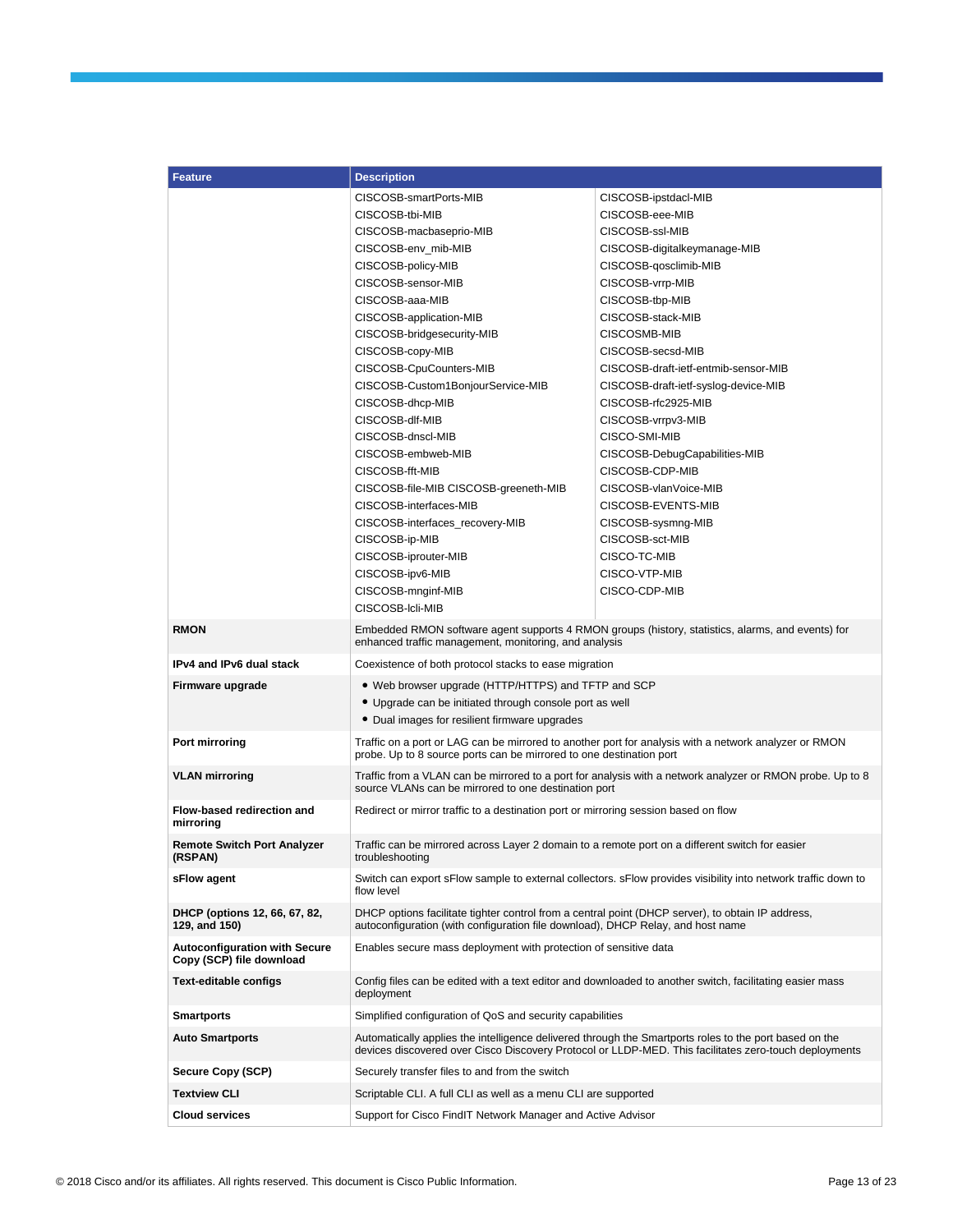| Feature | Description |
|---|---|
| | CISCOSB-smartPorts-MIB<br>CISCOSB-tbi-MIB<br>CISCOSB-macbaseprio-MIB<br>CISCOSB-env_mib-MIB<br>CISCOSB-policy-MIB<br>CISCOSB-sensor-MIB<br>CISCOSB-aaa-MIB<br>CISCOSB-application-MIB<br>CISCOSB-bridgesecurity-MIB<br>CISCOSB-copy-MIB<br>CISCOSB-CpuCounters-MIB<br>CISCOSB-Custom1BonjourService-MIB<br>CISCOSB-dhcp-MIB<br>CISCOSB-dlf-MIB<br>CISCOSB-dnscl-MIB<br>CISCOSB-embweb-MIB<br>CISCOSB-fft-MIB<br>CISCOSB-file-MIB CISCOSB-greeneth-MIB<br>CISCOSB-interfaces-MIB<br>CISCOSB-interfaces_recovery-MIB<br>CISCOSB-ip-MIB<br>CISCOSB-iprouter-MIB<br>CISCOSB-ipv6-MIB<br>CISCOSB-mnginf-MIB<br>CISCOSB-lcli-MIB<br>CISCOSB-ipstdacl-MIB<br>CISCOSB-eee-MIB<br>CISCOSB-ssl-MIB<br>CISCOSB-digitalkeymanage-MIB<br>CISCOSB-qosclimib-MIB<br>CISCOSB-vrrp-MIB<br>CISCOSB-tbp-MIB<br>CISCOSB-stack-MIB<br>CISCOSMB-MIB<br>CISCOSB-secsd-MIB<br>CISCOSB-draft-ietf-entmib-sensor-MIB<br>CISCOSB-draft-ietf-syslog-device-MIB<br>CISCOSB-rfc2925-MIB<br>CISCOSB-vrrpv3-MIB<br>CISCO-SMI-MIB<br>CISCOSB-DebugCapabilities-MIB<br>CISCOSB-CDP-MIB<br>CISCOSB-vlanVoice-MIB<br>CISCOSB-EVENTS-MIB<br>CISCOSB-sysmng-MIB<br>CISCOSB-sct-MIB<br>CISCO-TC-MIB<br>CISCO-VTP-MIB<br>CISCO-CDP-MIB |
| **RMON** | Embedded RMON software agent supports 4 RMON groups (history, statistics, alarms, and events) for enhanced traffic management, monitoring, and analysis |
| **IPv4 and IPv6 dual stack** | Coexistence of both protocol stacks to ease migration |
| **Firmware upgrade** | • Web browser upgrade (HTTP/HTTPS) and TFTP and SCP<br>• Upgrade can be initiated through console port as well<br>• Dual images for resilient firmware upgrades |
| **Port mirroring** | Traffic on a port or LAG can be mirrored to another port for analysis with a network analyzer or RMON probe. Up to 8 source ports can be mirrored to one destination port |
| **VLAN mirroring** | Traffic from a VLAN can be mirrored to a port for analysis with a network analyzer or RMON probe. Up to 8 source VLANs can be mirrored to one destination port |
| **Flow-based redirection and mirroring** | Redirect or mirror traffic to a destination port or mirroring session based on flow |
| **Remote Switch Port Analyzer (RSPAN)** | Traffic can be mirrored across Layer 2 domain to a remote port on a different switch for easier troubleshooting |
| **sFlow agent** | Switch can export sFlow sample to external collectors. sFlow provides visibility into network traffic down to flow level |
| **DHCP (options 12, 66, 67, 82, 129, and 150)** | DHCP options facilitate tighter control from a central point (DHCP server), to obtain IP address, autoconfiguration (with configuration file download), DHCP Relay, and host name |
| **Autoconfiguration with Secure Copy (SCP) file download** | Enables secure mass deployment with protection of sensitive data |
| **Text-editable configs** | Config files can be edited with a text editor and downloaded to another switch, facilitating easier mass deployment |
| **Smartports** | Simplified configuration of QoS and security capabilities |
| **Auto Smartports** | Automatically applies the intelligence delivered through the Smartports roles to the port based on the devices discovered over Cisco Discovery Protocol or LLDP-MED. This facilitates zero-touch deployments |
| **Secure Copy (SCP)** | Securely transfer files to and from the switch |
| **Textview CLI** | Scriptable CLI. A full CLI as well as a menu CLI are supported |
| **Cloud services** | Support for Cisco FindIT Network Manager and Active Advisor |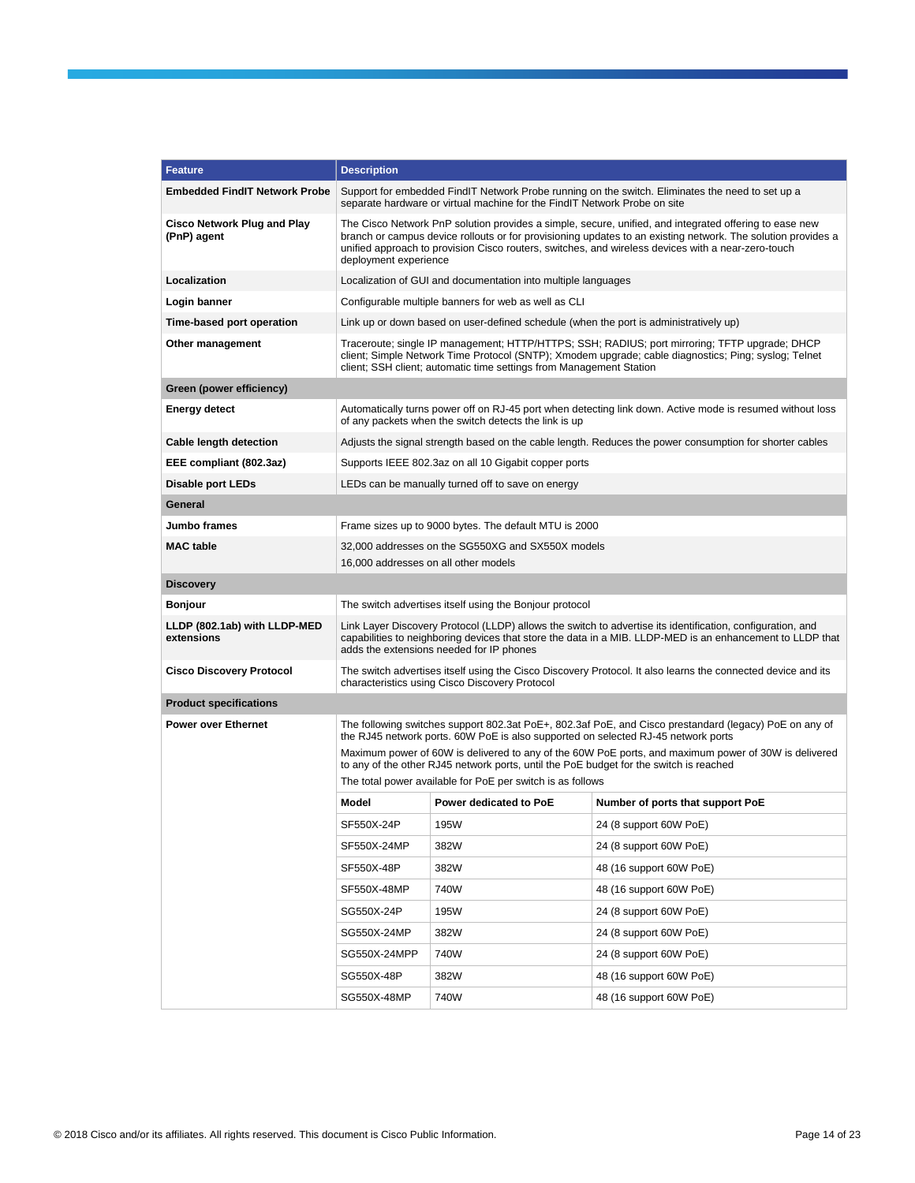| Feature | Description | | |
|---|---|---|---|
| **Embedded FindIT Network Probe** | Support for embedded FindIT Network Probe running on the switch. Eliminates the need to set up a separate hardware or virtual machine for the FindIT Network Probe on site | | |
| **Cisco Network Plug and Play (PnP) agent** | The Cisco Network PnP solution provides a simple, secure, unified, and integrated offering to ease new branch or campus device rollouts or for provisioning updates to an existing network. The solution provides a unified approach to provision Cisco routers, switches, and wireless devices with a near-zero-touch deployment experience | | |
| **Localization** | Localization of GUI and documentation into multiple languages | | |
| **Login banner** | Configurable multiple banners for web as well as CLI | | |
| **Time-based port operation** | Link up or down based on user-defined schedule (when the port is administratively up) | | |
| **Other management** | Traceroute; single IP management; HTTP/HTTPS; SSH; RADIUS; port mirroring; TFTP upgrade; DHCP client; Simple Network Time Protocol (SNTP); Xmodem upgrade; cable diagnostics; Ping; syslog; Telnet client; SSH client; automatic time settings from Management Station | | |
| **Green (power efficiency)** | | | |
| **Energy detect** | Automatically turns power off on RJ-45 port when detecting link down. Active mode is resumed without loss of any packets when the switch detects the link is up | | |
| **Cable length detection** | Adjusts the signal strength based on the cable length. Reduces the power consumption for shorter cables | | |
| **EEE compliant (802.3az)** | Supports IEEE 802.3az on all 10 Gigabit copper ports | | |
| **Disable port LEDs** | LEDs can be manually turned off to save on energy | | |
| **General** | | | |
| **Jumbo frames** | Frame sizes up to 9000 bytes. The default MTU is 2000 | | |
| **MAC table** | 32,000 addresses on the SG550XG and SX550X models<br>16,000 addresses on all other models | | |
| **Discovery** | | | |
| **Bonjour** | The switch advertises itself using the Bonjour protocol | | |
| **LLDP (802.1ab) with LLDP-MED extensions** | Link Layer Discovery Protocol (LLDP) allows the switch to advertise its identification, configuration, and capabilities to neighboring devices that store the data in a MIB. LLDP-MED is an enhancement to LLDP that adds the extensions needed for IP phones | | |
| **Cisco Discovery Protocol** | The switch advertises itself using the Cisco Discovery Protocol. It also learns the connected device and its characteristics using Cisco Discovery Protocol | | |
| **Product specifications** | | | |
| **Power over Ethernet** | The following switches support 802.3at PoE+, 802.3af PoE, and Cisco prestandard (legacy) PoE on any of the RJ45 network ports. 60W PoE is also supported on selected RJ-45 network ports<br>Maximum power of 60W is delivered to any of the 60W PoE ports, and maximum power of 30W is delivered to any of the other RJ45 network ports, until the PoE budget for the switch is reached<br>The total power available for PoE per switch is as follows | | |
| | **Model** | **Power dedicated to PoE** | **Number of ports that support PoE** |
| | SF550X-24P | 195W | 24 (8 support 60W PoE) |
| | SF550X-24MP | 382W | 24 (8 support 60W PoE) |
| | SF550X-48P | 382W | 48 (16 support 60W PoE) |
| | SF550X-48MP | 740W | 48 (16 support 60W PoE) |
| | SG550X-24P | 195W | 24 (8 support 60W PoE) |
| | SG550X-24MP | 382W | 24 (8 support 60W PoE) |
| | SG550X-24MPP | 740W | 24 (8 support 60W PoE) |
| | SG550X-48P | 382W | 48 (16 support 60W PoE) |
| | SG550X-48MP | 740W | 48 (16 support 60W PoE) |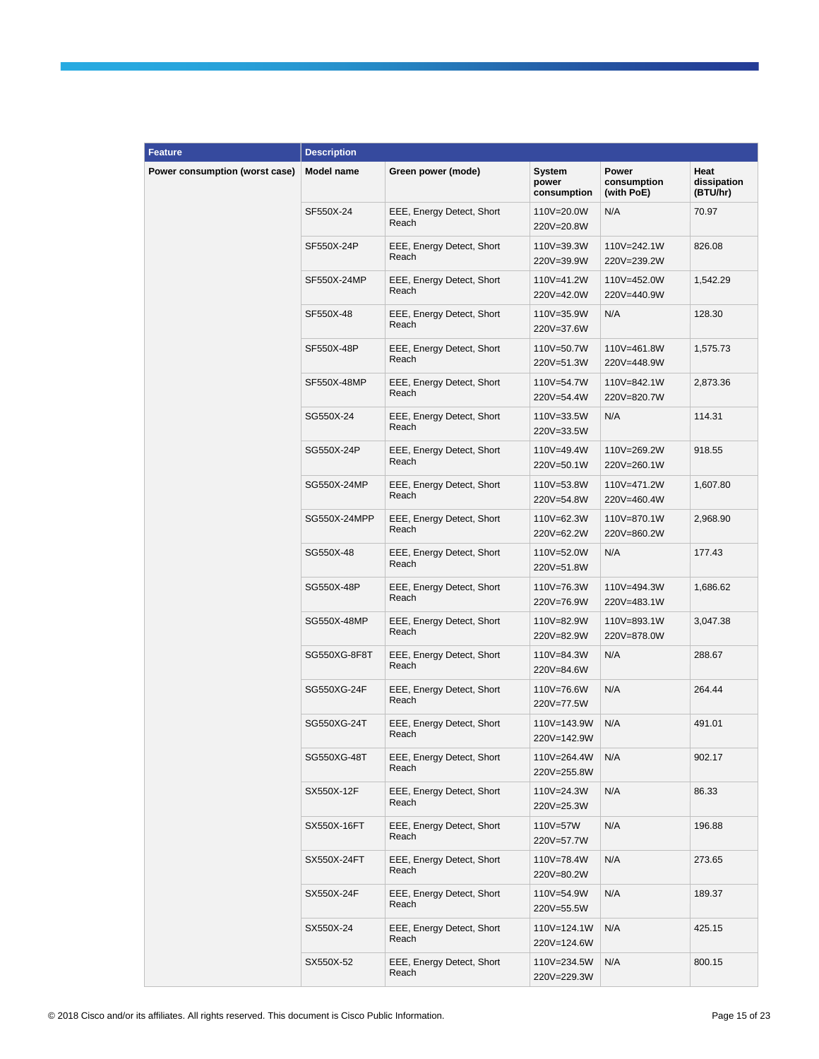| Feature | Description | | | | |
|---|---|---|---|---|---|
| **Power consumption (worst case)** | **Model name** | **Green power (mode)** | **System power consumption** | **Power consumption (with PoE)** | **Heat dissipation (BTU/hr)** |
| | SF550X-24 | EEE, Energy Detect, Short Reach | 110V=20.0W<br>220V=20.8W | N/A | 70.97 |
| | SF550X-24P | EEE, Energy Detect, Short Reach | 110V=39.3W<br>220V=39.9W | 110V=242.1W<br>220V=239.2W | 826.08 |
| | SF550X-24MP | EEE, Energy Detect, Short Reach | 110V=41.2W<br>220V=42.0W | 110V=452.0W<br>220V=440.9W | 1,542.29 |
| | SF550X-48 | EEE, Energy Detect, Short Reach | 110V=35.9W<br>220V=37.6W | N/A | 128.30 |
| | SF550X-48P | EEE, Energy Detect, Short Reach | 110V=50.7W<br>220V=51.3W | 110V=461.8W<br>220V=448.9W | 1,575.73 |
| | SF550X-48MP | EEE, Energy Detect, Short Reach | 110V=54.7W<br>220V=54.4W | 110V=842.1W<br>220V=820.7W | 2,873.36 |
| | SG550X-24 | EEE, Energy Detect, Short Reach | 110V=33.5W<br>220V=33.5W | N/A | 114.31 |
| | SG550X-24P | EEE, Energy Detect, Short Reach | 110V=49.4W<br>220V=50.1W | 110V=269.2W<br>220V=260.1W | 918.55 |
| | SG550X-24MP | EEE, Energy Detect, Short Reach | 110V=53.8W<br>220V=54.8W | 110V=471.2W<br>220V=460.4W | 1,607.80 |
| | SG550X-24MPP | EEE, Energy Detect, Short Reach | 110V=62.3W<br>220V=62.2W | 110V=870.1W<br>220V=860.2W | 2,968.90 |
| | SG550X-48 | EEE, Energy Detect, Short Reach | 110V=52.0W<br>220V=51.8W | N/A | 177.43 |
| | SG550X-48P | EEE, Energy Detect, Short Reach | 110V=76.3W<br>220V=76.9W | 110V=494.3W<br>220V=483.1W | 1,686.62 |
| | SG550X-48MP | EEE, Energy Detect, Short Reach | 110V=82.9W<br>220V=82.9W | 110V=893.1W<br>220V=878.0W | 3,047.38 |
| | SG550XG-8F8T | EEE, Energy Detect, Short Reach | 110V=84.3W<br>220V=84.6W | N/A | 288.67 |
| | SG550XG-24F | EEE, Energy Detect, Short Reach | 110V=76.6W<br>220V=77.5W | N/A | 264.44 |
| | SG550XG-24T | EEE, Energy Detect, Short Reach | 110V=143.9W<br>220V=142.9W | N/A | 491.01 |
| | SG550XG-48T | EEE, Energy Detect, Short Reach | 110V=264.4W<br>220V=255.8W | N/A | 902.17 |
| | SX550X-12F | EEE, Energy Detect, Short Reach | 110V=24.3W<br>220V=25.3W | N/A | 86.33 |
| | SX550X-16FT | EEE, Energy Detect, Short Reach | 110V=57W<br>220V=57.7W | N/A | 196.88 |
| | SX550X-24FT | EEE, Energy Detect, Short Reach | 110V=78.4W<br>220V=80.2W | N/A | 273.65 |
| | SX550X-24F | EEE, Energy Detect, Short Reach | 110V=54.9W<br>220V=55.5W | N/A | 189.37 |
| | SX550X-24 | EEE, Energy Detect, Short Reach | 110V=124.1W<br>220V=124.6W | N/A | 425.15 |
| | SX550X-52 | EEE, Energy Detect, Short Reach | 110V=234.5W<br>220V=229.3W | N/A | 800.15 |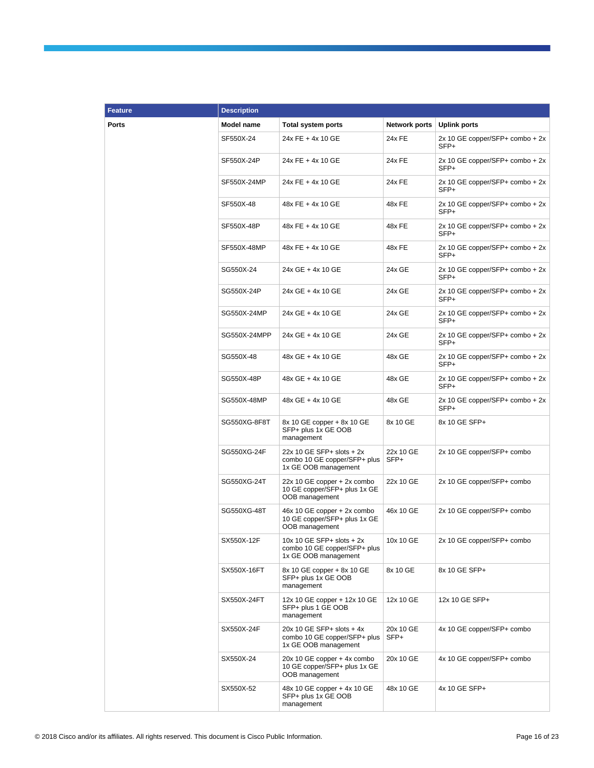| Feature | Description | | | |
|---|---|---|---|---|
| Ports | Model name | Total system ports | Network ports | Uplink ports |
| | SF550X-24 | 24x FE + 4x 10 GE | 24x FE | 2x 10 GE copper/SFP+ combo + 2x SFP+ |
| | SF550X-24P | 24x FE + 4x 10 GE | 24x FE | 2x 10 GE copper/SFP+ combo + 2x SFP+ |
| | SF550X-24MP | 24x FE + 4x 10 GE | 24x FE | 2x 10 GE copper/SFP+ combo + 2x SFP+ |
| | SF550X-48 | 48x FE + 4x 10 GE | 48x FE | 2x 10 GE copper/SFP+ combo + 2x SFP+ |
| | SF550X-48P | 48x FE + 4x 10 GE | 48x FE | 2x 10 GE copper/SFP+ combo + 2x SFP+ |
| | SF550X-48MP | 48x FE + 4x 10 GE | 48x FE | 2x 10 GE copper/SFP+ combo + 2x SFP+ |
| | SG550X-24 | 24x GE + 4x 10 GE | 24x GE | 2x 10 GE copper/SFP+ combo + 2x SFP+ |
| | SG550X-24P | 24x GE + 4x 10 GE | 24x GE | 2x 10 GE copper/SFP+ combo + 2x SFP+ |
| | SG550X-24MP | 24x GE + 4x 10 GE | 24x GE | 2x 10 GE copper/SFP+ combo + 2x SFP+ |
| | SG550X-24MPP | 24x GE + 4x 10 GE | 24x GE | 2x 10 GE copper/SFP+ combo + 2x SFP+ |
| | SG550X-48 | 48x GE + 4x 10 GE | 48x GE | 2x 10 GE copper/SFP+ combo + 2x SFP+ |
| | SG550X-48P | 48x GE + 4x 10 GE | 48x GE | 2x 10 GE copper/SFP+ combo + 2x SFP+ |
| | SG550X-48MP | 48x GE + 4x 10 GE | 48x GE | 2x 10 GE copper/SFP+ combo + 2x SFP+ |
| | SG550XG-8F8T | 8x 10 GE copper + 8x 10 GE SFP+ plus 1x GE OOB management | 8x 10 GE | 8x 10 GE SFP+ |
| | SG550XG-24F | 22x 10 GE SFP+ slots + 2x combo 10 GE copper/SFP+ plus 1x GE OOB management | 22x 10 GE SFP+ | 2x 10 GE copper/SFP+ combo |
| | SG550XG-24T | 22x 10 GE copper + 2x combo 10 GE copper/SFP+ plus 1x GE OOB management | 22x 10 GE | 2x 10 GE copper/SFP+ combo |
| | SG550XG-48T | 46x 10 GE copper + 2x combo 10 GE copper/SFP+ plus 1x GE OOB management | 46x 10 GE | 2x 10 GE copper/SFP+ combo |
| | SX550X-12F | 10x 10 GE SFP+ slots + 2x combo 10 GE copper/SFP+ plus 1x GE OOB management | 10x 10 GE | 2x 10 GE copper/SFP+ combo |
| | SX550X-16FT | 8x 10 GE copper + 8x 10 GE SFP+ plus 1x GE OOB management | 8x 10 GE | 8x 10 GE SFP+ |
| | SX550X-24FT | 12x 10 GE copper + 12x 10 GE SFP+ plus 1 GE OOB management | 12x 10 GE | 12x 10 GE SFP+ |
| | SX550X-24F | 20x 10 GE SFP+ slots + 4x combo 10 GE copper/SFP+ plus 1x GE OOB management | 20x 10 GE SFP+ | 4x 10 GE copper/SFP+ combo |
| | SX550X-24 | 20x 10 GE copper + 4x combo 10 GE copper/SFP+ plus 1x GE OOB management | 20x 10 GE | 4x 10 GE copper/SFP+ combo |
| | SX550X-52 | 48x 10 GE copper + 4x 10 GE SFP+ plus 1x GE OOB management | 48x 10 GE | 4x 10 GE SFP+ |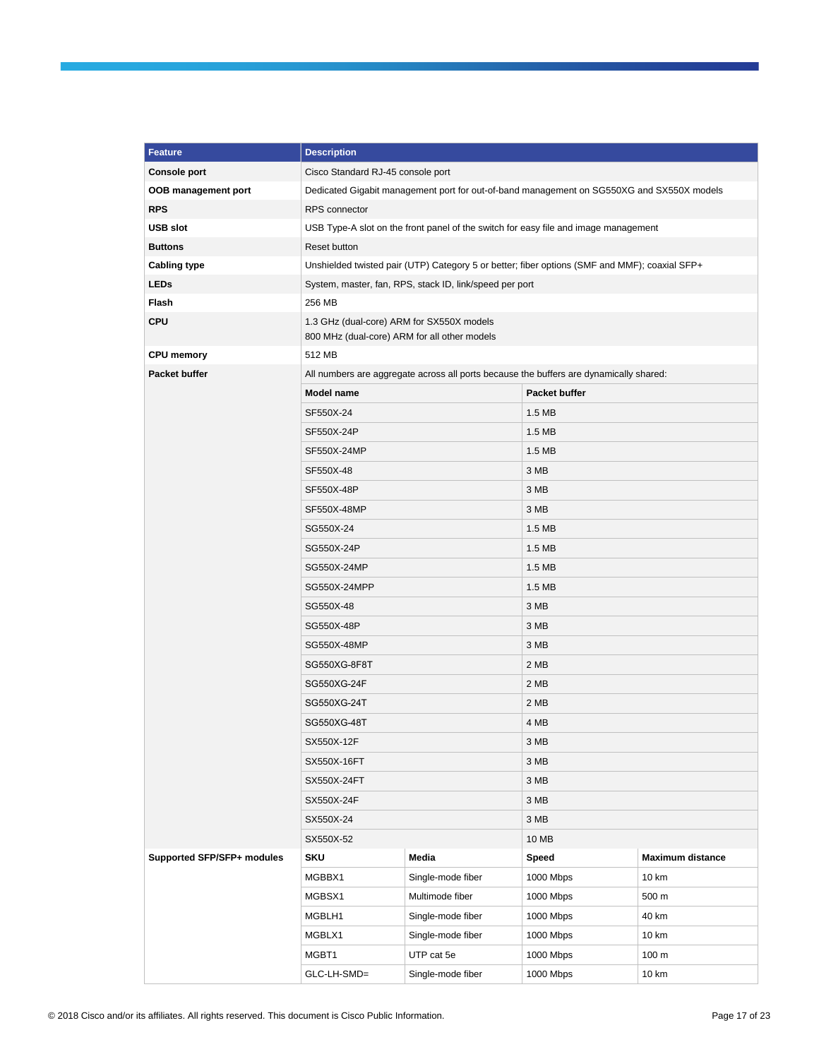| Feature | Description | | | |
|---|---|---|---|---|
| **Console port** | Cisco Standard RJ-45 console port | | | |
| **OOB management port** | Dedicated Gigabit management port for out-of-band management on SG550XG and SX550X models | | | |
| **RPS** | RPS connector | | | |
| **USB slot** | USB Type-A slot on the front panel of the switch for easy file and image management | | | |
| **Buttons** | Reset button | | | |
| **Cabling type** | Unshielded twisted pair (UTP) Category 5 or better; fiber options (SMF and MMF); coaxial SFP+ | | | |
| **LEDs** | System, master, fan, RPS, stack ID, link/speed per port | | | |
| **Flash** | 256 MB | | | |
| **CPU** | 1.3 GHz (dual-core) ARM for SX550X models<br>800 MHz (dual-core) ARM for all other models | | | |
| **CPU memory** | 512 MB | | | |
| **Packet buffer** | All numbers are aggregate across all ports because the buffers are dynamically shared: | | | |
| | **Model name** | | **Packet buffer** | |
| | SF550X-24 | | 1.5 MB | |
| | SF550X-24P | | 1.5 MB | |
| | SF550X-24MP | | 1.5 MB | |
| | SF550X-48 | | 3 MB | |
| | SF550X-48P | | 3 MB | |
| | SF550X-48MP | | 3 MB | |
| | SG550X-24 | | 1.5 MB | |
| | SG550X-24P | | 1.5 MB | |
| | SG550X-24MP | | 1.5 MB | |
| | SG550X-24MPP | | 1.5 MB | |
| | SG550X-48 | | 3 MB | |
| | SG550X-48P | | 3 MB | |
| | SG550X-48MP | | 3 MB | |
| | SG550XG-8F8T | | 2 MB | |
| | SG550XG-24F | | 2 MB | |
| | SG550XG-24T | | 2 MB | |
| | SG550XG-48T | | 4 MB | |
| | SX550X-12F | | 3 MB | |
| | SX550X-16FT | | 3 MB | |
| | SX550X-24FT | | 3 MB | |
| | SX550X-24F | | 3 MB | |
| | SX550X-24 | | 3 MB | |
| | SX550X-52 | | 10 MB | |
| **Supported SFP/SFP+ modules** | **SKU** | **Media** | **Speed** | **Maximum distance** |
| | MGBBX1 | Single-mode fiber | 1000 Mbps | 10 km |
| | MGBSX1 | Multimode fiber | 1000 Mbps | 500 m |
| | MGBLH1 | Single-mode fiber | 1000 Mbps | 40 km |
| | MGBLX1 | Single-mode fiber | 1000 Mbps | 10 km |
| | MGBT1 | UTP cat 5e | 1000 Mbps | 100 m |
| | GLC-LH-SMD= | Single-mode fiber | 1000 Mbps | 10 km |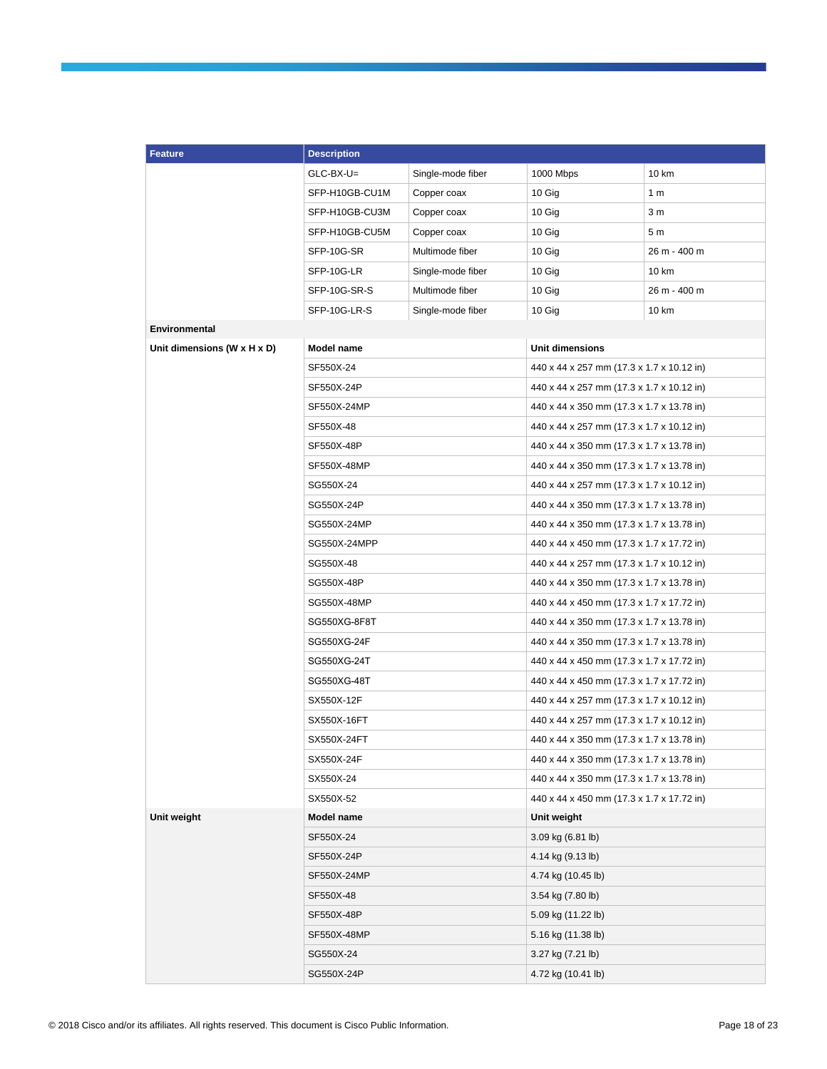| Feature | Description | | | |
|---|---|---|---|---|
| | GLC-BX-U= | Single-mode fiber | 1000 Mbps | 10 km |
| | SFP-H10GB-CU1M | Copper coax | 10 Gig | 1 m |
| | SFP-H10GB-CU3M | Copper coax | 10 Gig | 3 m |
| | SFP-H10GB-CU5M | Copper coax | 10 Gig | 5 m |
| | SFP-10G-SR | Multimode fiber | 10 Gig | 26 m - 400 m |
| | SFP-10G-LR | Single-mode fiber | 10 Gig | 10 km |
| | SFP-10G-SR-S | Multimode fiber | 10 Gig | 26 m - 400 m |
| | SFP-10G-LR-S | Single-mode fiber | 10 Gig | 10 km |
| **Environmental** | | | | |
| **Unit dimensions (W x H x D)** | **Model name** | | **Unit dimensions** | |
| | SF550X-24 | | 440 x 44 x 257 mm (17.3 x 1.7 x 10.12 in) | |
| | SF550X-24P | | 440 x 44 x 257 mm (17.3 x 1.7 x 10.12 in) | |
| | SF550X-24MP | | 440 x 44 x 350 mm (17.3 x 1.7 x 13.78 in) | |
| | SF550X-48 | | 440 x 44 x 257 mm (17.3 x 1.7 x 10.12 in) | |
| | SF550X-48P | | 440 x 44 x 350 mm (17.3 x 1.7 x 13.78 in) | |
| | SF550X-48MP | | 440 x 44 x 350 mm (17.3 x 1.7 x 13.78 in) | |
| | SG550X-24 | | 440 x 44 x 257 mm (17.3 x 1.7 x 10.12 in) | |
| | SG550X-24P | | 440 x 44 x 350 mm (17.3 x 1.7 x 13.78 in) | |
| | SG550X-24MP | | 440 x 44 x 350 mm (17.3 x 1.7 x 13.78 in) | |
| | SG550X-24MPP | | 440 x 44 x 450 mm (17.3 x 1.7 x 17.72 in) | |
| | SG550X-48 | | 440 x 44 x 257 mm (17.3 x 1.7 x 10.12 in) | |
| | SG550X-48P | | 440 x 44 x 350 mm (17.3 x 1.7 x 13.78 in) | |
| | SG550X-48MP | | 440 x 44 x 450 mm (17.3 x 1.7 x 17.72 in) | |
| | SG550XG-8F8T | | 440 x 44 x 350 mm (17.3 x 1.7 x 13.78 in) | |
| | SG550XG-24F | | 440 x 44 x 350 mm (17.3 x 1.7 x 13.78 in) | |
| | SG550XG-24T | | 440 x 44 x 450 mm (17.3 x 1.7 x 17.72 in) | |
| | SG550XG-48T | | 440 x 44 x 450 mm (17.3 x 1.7 x 17.72 in) | |
| | SX550X-12F | | 440 x 44 x 257 mm (17.3 x 1.7 x 10.12 in) | |
| | SX550X-16FT | | 440 x 44 x 257 mm (17.3 x 1.7 x 10.12 in) | |
| | SX550X-24FT | | 440 x 44 x 350 mm (17.3 x 1.7 x 13.78 in) | |
| | SX550X-24F | | 440 x 44 x 350 mm (17.3 x 1.7 x 13.78 in) | |
| | SX550X-24 | | 440 x 44 x 350 mm (17.3 x 1.7 x 13.78 in) | |
| | SX550X-52 | | 440 x 44 x 450 mm (17.3 x 1.7 x 17.72 in) | |
| **Unit weight** | **Model name** | | **Unit weight** | |
| | SF550X-24 | | 3.09 kg (6.81 lb) | |
| | SF550X-24P | | 4.14 kg (9.13 lb) | |
| | SF550X-24MP | | 4.74 kg (10.45 lb) | |
| | SF550X-48 | | 3.54 kg (7.80 lb) | |
| | SF550X-48P | | 5.09 kg (11.22 lb) | |
| | SF550X-48MP | | 5.16 kg (11.38 lb) | |
| | SG550X-24 | | 3.27 kg (7.21 lb) | |
| | SG550X-24P | | 4.72 kg (10.41 lb) | |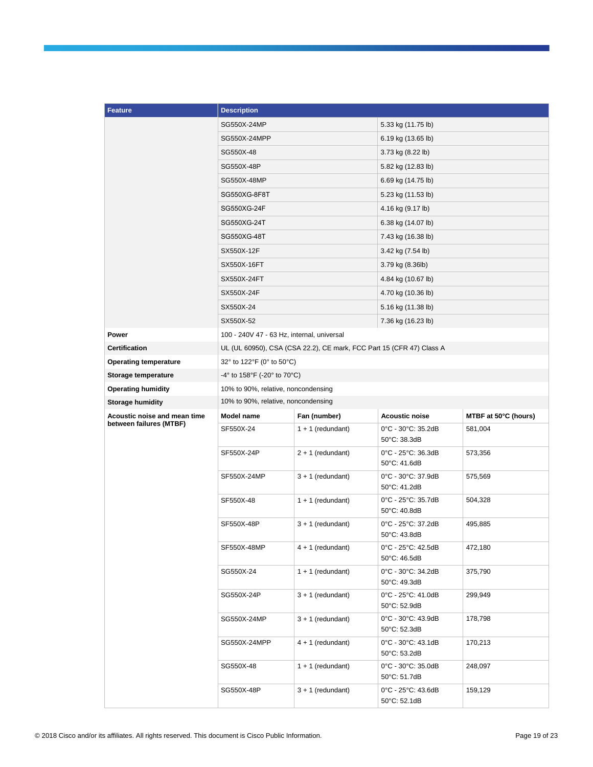| Feature | Description | | | |
|---|---|---|---|---|
| | SG550X-24MP | | 5.33 kg (11.75 lb) | |
| | SG550X-24MPP | | 6.19 kg (13.65 lb) | |
| | SG550X-48 | | 3.73 kg (8.22 lb) | |
| | SG550X-48P | | 5.82 kg (12.83 lb) | |
| | SG550X-48MP | | 6.69 kg (14.75 lb) | |
| | SG550XG-8F8T | | 5.23 kg (11.53 lb) | |
| | SG550XG-24F | | 4.16 kg (9.17 lb) | |
| | SG550XG-24T | | 6.38 kg (14.07 lb) | |
| | SG550XG-48T | | 7.43 kg (16.38 lb) | |
| | SX550X-12F | | 3.42 kg (7.54 lb) | |
| | SX550X-16FT | | 3.79 kg (8.36lb) | |
| | SX550X-24FT | | 4.84 kg (10.67 lb) | |
| | SX550X-24F | | 4.70 kg (10.36 lb) | |
| | SX550X-24 | | 5.16 kg (11.38 lb) | |
| | SX550X-52 | | 7.36 kg (16.23 lb) | |
| **Power** | 100 - 240V 47 - 63 Hz, internal, universal | | | |
| **Certification** | UL (UL 60950), CSA (CSA 22.2), CE mark, FCC Part 15 (CFR 47) Class A | | | |
| **Operating temperature** | 32° to 122°F (0° to 50°C) | | | |
| **Storage temperature** | -4° to 158°F (-20° to 70°C) | | | |
| **Operating humidity** | 10% to 90%, relative, noncondensing | | | |
| **Storage humidity** | 10% to 90%, relative, noncondensing | | | |
| **Acoustic noise and mean time between failures (MTBF)** | **Model name** | **Fan (number)** | **Acoustic noise** | **MTBF at 50°C (hours)** |
| | SF550X-24 | 1 + 1 (redundant) | 0°C - 30°C: 35.2dB<br>50°C: 38.3dB | 581,004 |
| | SF550X-24P | 2 + 1 (redundant) | 0°C - 25°C: 36.3dB<br>50°C: 41.6dB | 573,356 |
| | SF550X-24MP | 3 + 1 (redundant) | 0°C - 30°C: 37.9dB<br>50°C: 41.2dB | 575,569 |
| | SF550X-48 | 1 + 1 (redundant) | 0°C - 25°C: 35.7dB<br>50°C: 40.8dB | 504,328 |
| | SF550X-48P | 3 + 1 (redundant) | 0°C - 25°C: 37.2dB<br>50°C: 43.8dB | 495,885 |
| | SF550X-48MP | 4 + 1 (redundant) | 0°C - 25°C: 42.5dB<br>50°C: 46.5dB | 472,180 |
| | SG550X-24 | 1 + 1 (redundant) | 0°C - 30°C: 34.2dB<br>50°C: 49.3dB | 375,790 |
| | SG550X-24P | 3 + 1 (redundant) | 0°C - 25°C: 41.0dB<br>50°C: 52.9dB | 299,949 |
| | SG550X-24MP | 3 + 1 (redundant) | 0°C - 30°C: 43.9dB<br>50°C: 52.3dB | 178,798 |
| | SG550X-24MPP | 4 + 1 (redundant) | 0°C - 30°C: 43.1dB<br>50°C: 53.2dB | 170,213 |
| | SG550X-48 | 1 + 1 (redundant) | 0°C - 30°C: 35.0dB<br>50°C: 51.7dB | 248,097 |
| | SG550X-48P | 3 + 1 (redundant) | 0°C - 25°C: 43.6dB<br>50°C: 52.1dB | 159,129 |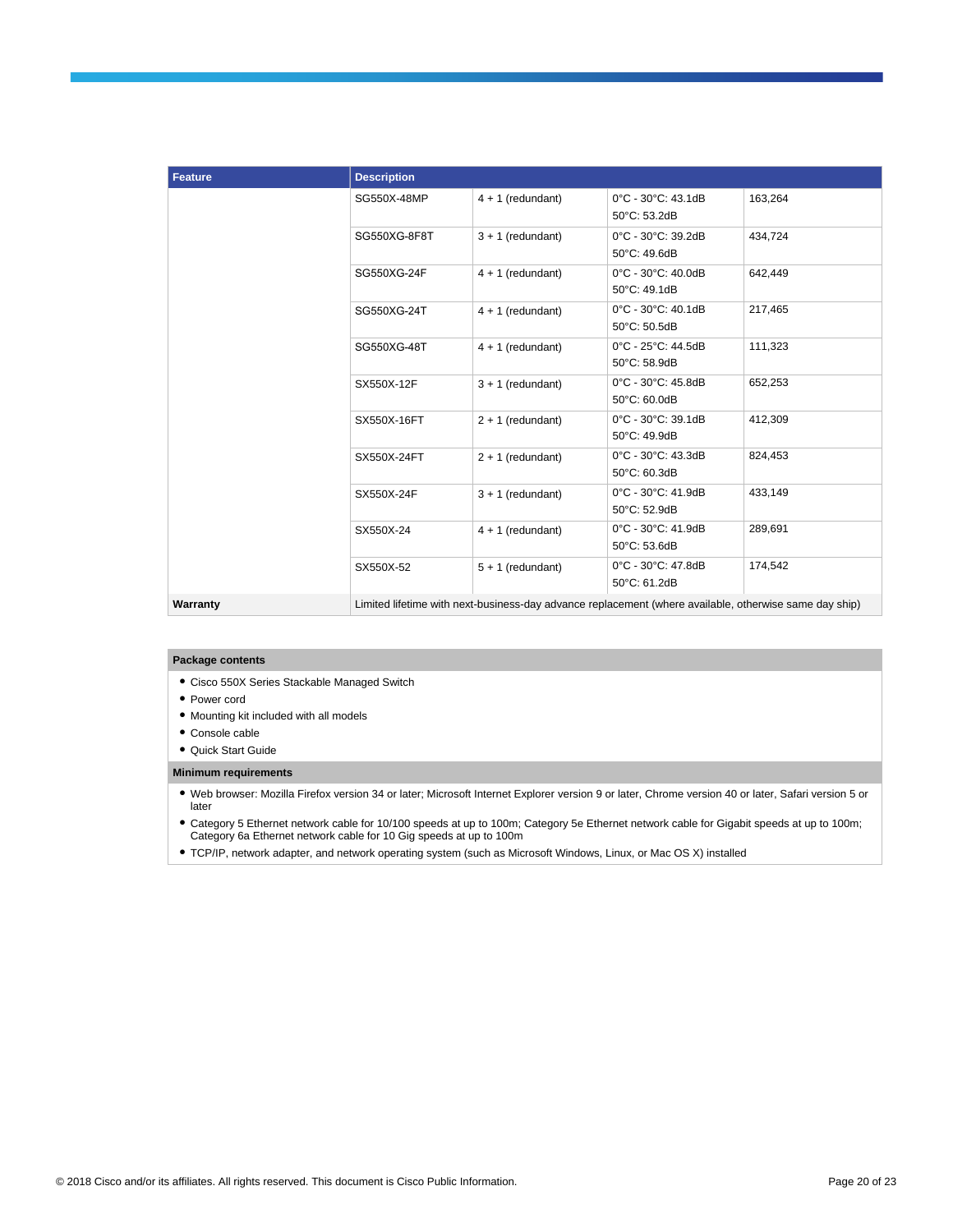| Feature | Description | | | |
|---|---|---|---|---|
| | SG550X-48MP | 4 + 1 (redundant) | 0°C - 30°C: 43.1dB<br>50°C: 53.2dB | 163,264 |
| | SG550XG-8F8T | 3 + 1 (redundant) | 0°C - 30°C: 39.2dB<br>50°C: 49.6dB | 434,724 |
| | SG550XG-24F | 4 + 1 (redundant) | 0°C - 30°C: 40.0dB<br>50°C: 49.1dB | 642,449 |
| | SG550XG-24T | 4 + 1 (redundant) | 0°C - 30°C: 40.1dB<br>50°C: 50.5dB | 217,465 |
| | SG550XG-48T | 4 + 1 (redundant) | 0°C - 25°C: 44.5dB<br>50°C: 58.9dB | 111,323 |
| | SX550X-12F | 3 + 1 (redundant) | 0°C - 30°C: 45.8dB<br>50°C: 60.0dB | 652,253 |
| | SX550X-16FT | 2 + 1 (redundant) | 0°C - 30°C: 39.1dB<br>50°C: 49.9dB | 412,309 |
| | SX550X-24FT | 2 + 1 (redundant) | 0°C - 30°C: 43.3dB<br>50°C: 60.3dB | 824,453 |
| | SX550X-24F | 3 + 1 (redundant) | 0°C - 30°C: 41.9dB<br>50°C: 52.9dB | 433,149 |
| | SX550X-24 | 4 + 1 (redundant) | 0°C - 30°C: 41.9dB<br>50°C: 53.6dB | 289,691 |
| | SX550X-52 | 5 + 1 (redundant) | 0°C - 30°C: 47.8dB<br>50°C: 61.2dB | 174,542 |
| **Warranty** | Limited lifetime with next-business-day advance replacement (where available, otherwise same day ship) | | | |

**Package contents**

- Cisco 550X Series Stackable Managed Switch
- Power cord
- Mounting kit included with all models
- Console cable
- Quick Start Guide

**Minimum requirements**

- Web browser: Mozilla Firefox version 34 or later; Microsoft Internet Explorer version 9 or later, Chrome version 40 or later, Safari version 5 or later
- Category 5 Ethernet network cable for 10/100 speeds at up to 100m; Category 5e Ethernet network cable for Gigabit speeds at up to 100m; Category 6a Ethernet network cable for 10 Gig speeds at up to 100m
- TCP/IP, network adapter, and network operating system (such as Microsoft Windows, Linux, or Mac OS X) installed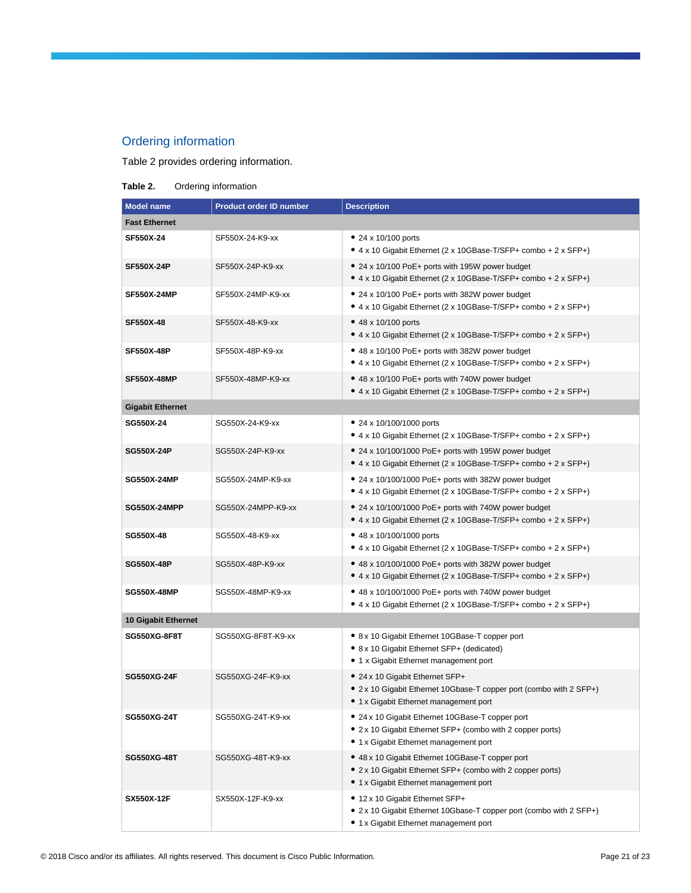## Ordering information

Table 2 provides ordering information.

**Table 2.** Ordering information

| Model name | Product order ID number | Description |
|---|---|---|
| **Fast Ethernet** | | |
| **SF550X-24** | SF550X-24-K9-xx | • 24 x 10/100 ports<br>• 4 x 10 Gigabit Ethernet (2 x 10GBase-T/SFP+ combo + 2 x SFP+) |
| **SF550X-24P** | SF550X-24P-K9-xx | • 24 x 10/100 PoE+ ports with 195W power budget<br>• 4 x 10 Gigabit Ethernet (2 x 10GBase-T/SFP+ combo + 2 x SFP+) |
| **SF550X-24MP** | SF550X-24MP-K9-xx | • 24 x 10/100 PoE+ ports with 382W power budget<br>• 4 x 10 Gigabit Ethernet (2 x 10GBase-T/SFP+ combo + 2 x SFP+) |
| **SF550X-48** | SF550X-48-K9-xx | • 48 x 10/100 ports<br>• 4 x 10 Gigabit Ethernet (2 x 10GBase-T/SFP+ combo + 2 x SFP+) |
| **SF550X-48P** | SF550X-48P-K9-xx | • 48 x 10/100 PoE+ ports with 382W power budget<br>• 4 x 10 Gigabit Ethernet (2 x 10GBase-T/SFP+ combo + 2 x SFP+) |
| **SF550X-48MP** | SF550X-48MP-K9-xx | • 48 x 10/100 PoE+ ports with 740W power budget<br>• 4 x 10 Gigabit Ethernet (2 x 10GBase-T/SFP+ combo + 2 x SFP+) |
| **Gigabit Ethernet** | | |
| **SG550X-24** | SG550X-24-K9-xx | • 24 x 10/100/1000 ports<br>• 4 x 10 Gigabit Ethernet (2 x 10GBase-T/SFP+ combo + 2 x SFP+) |
| **SG550X-24P** | SG550X-24P-K9-xx | • 24 x 10/100/1000 PoE+ ports with 195W power budget<br>• 4 x 10 Gigabit Ethernet (2 x 10GBase-T/SFP+ combo + 2 x SFP+) |
| **SG550X-24MP** | SG550X-24MP-K9-xx | • 24 x 10/100/1000 PoE+ ports with 382W power budget<br>• 4 x 10 Gigabit Ethernet (2 x 10GBase-T/SFP+ combo + 2 x SFP+) |
| **SG550X-24MPP** | SG550X-24MPP-K9-xx | • 24 x 10/100/1000 PoE+ ports with 740W power budget<br>• 4 x 10 Gigabit Ethernet (2 x 10GBase-T/SFP+ combo + 2 x SFP+) |
| **SG550X-48** | SG550X-48-K9-xx | • 48 x 10/100/1000 ports<br>• 4 x 10 Gigabit Ethernet (2 x 10GBase-T/SFP+ combo + 2 x SFP+) |
| **SG550X-48P** | SG550X-48P-K9-xx | • 48 x 10/100/1000 PoE+ ports with 382W power budget<br>• 4 x 10 Gigabit Ethernet (2 x 10GBase-T/SFP+ combo + 2 x SFP+) |
| **SG550X-48MP** | SG550X-48MP-K9-xx | • 48 x 10/100/1000 PoE+ ports with 740W power budget<br>• 4 x 10 Gigabit Ethernet (2 x 10GBase-T/SFP+ combo + 2 x SFP+) |
| **10 Gigabit Ethernet** | | |
| **SG550XG-8F8T** | SG550XG-8F8T-K9-xx | • 8 x 10 Gigabit Ethernet 10GBase-T copper port<br>• 8 x 10 Gigabit Ethernet SFP+ (dedicated)<br>• 1 x Gigabit Ethernet management port |
| **SG550XG-24F** | SG550XG-24F-K9-xx | • 24 x 10 Gigabit Ethernet SFP+<br>• 2 x 10 Gigabit Ethernet 10Gbase-T copper port (combo with 2 SFP+)<br>• 1 x Gigabit Ethernet management port |
| **SG550XG-24T** | SG550XG-24T-K9-xx | • 24 x 10 Gigabit Ethernet 10GBase-T copper port<br>• 2 x 10 Gigabit Ethernet SFP+ (combo with 2 copper ports)<br>• 1 x Gigabit Ethernet management port |
| **SG550XG-48T** | SG550XG-48T-K9-xx | • 48 x 10 Gigabit Ethernet 10GBase-T copper port<br>• 2 x 10 Gigabit Ethernet SFP+ (combo with 2 copper ports)<br>• 1 x Gigabit Ethernet management port |
| **SX550X-12F** | SX550X-12F-K9-xx | • 12 x 10 Gigabit Ethernet SFP+<br>• 2 x 10 Gigabit Ethernet 10Gbase-T copper port (combo with 2 SFP+)<br>• 1 x Gigabit Ethernet management port |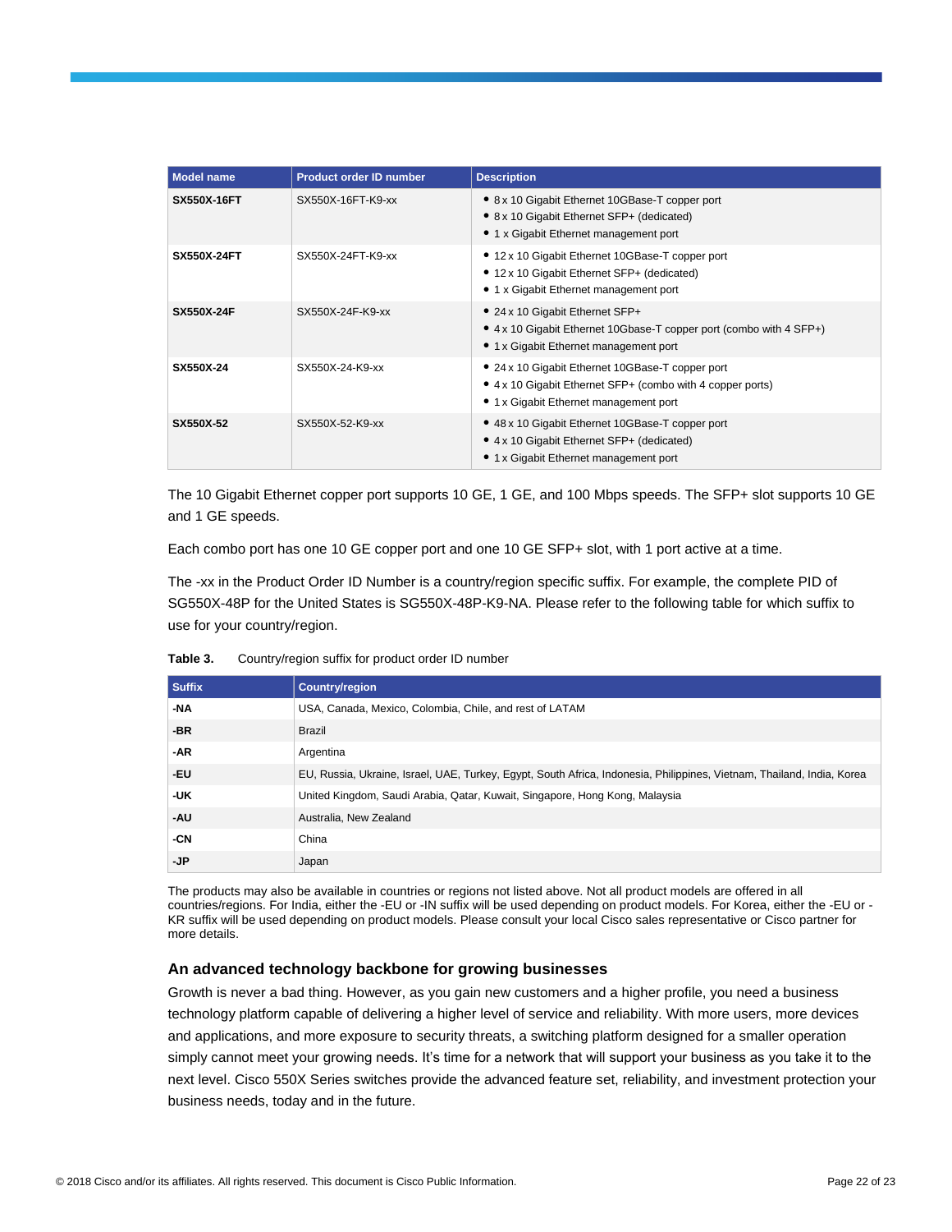| Model name | Product order ID number | Description |
| --- | --- | --- |
| **SX550X-16FT** | SX550X-16FT-K9-xx | • 8 x 10 Gigabit Ethernet 10GBase-T copper port<br>• 8 x 10 Gigabit Ethernet SFP+ (dedicated)<br>• 1 x Gigabit Ethernet management port |
| **SX550X-24FT** | SX550X-24FT-K9-xx | • 12 x 10 Gigabit Ethernet 10GBase-T copper port<br>• 12 x 10 Gigabit Ethernet SFP+ (dedicated)<br>• 1 x Gigabit Ethernet management port |
| **SX550X-24F** | SX550X-24F-K9-xx | • 24 x 10 Gigabit Ethernet SFP+<br>• 4 x 10 Gigabit Ethernet 10Gbase-T copper port (combo with 4 SFP+)<br>• 1 x Gigabit Ethernet management port |
| **SX550X-24** | SX550X-24-K9-xx | • 24 x 10 Gigabit Ethernet 10GBase-T copper port<br>• 4 x 10 Gigabit Ethernet SFP+ (combo with 4 copper ports)<br>• 1 x Gigabit Ethernet management port |
| **SX550X-52** | SX550X-52-K9-xx | • 48 x 10 Gigabit Ethernet 10GBase-T copper port<br>• 4 x 10 Gigabit Ethernet SFP+ (dedicated)<br>• 1 x Gigabit Ethernet management port |

The 10 Gigabit Ethernet copper port supports 10 GE, 1 GE, and 100 Mbps speeds. The SFP+ slot supports 10 GE and 1 GE speeds.

Each combo port has one 10 GE copper port and one 10 GE SFP+ slot, with 1 port active at a time.

The -xx in the Product Order ID Number is a country/region specific suffix. For example, the complete PID of SG550X-48P for the United States is SG550X-48P-K9-NA. Please refer to the following table for which suffix to use for your country/region.

**Table 3.** Country/region suffix for product order ID number

| Suffix | Country/region |
| --- | --- |
| **-NA** | USA, Canada, Mexico, Colombia, Chile, and rest of LATAM |
| **-BR** | Brazil |
| **-AR** | Argentina |
| **-EU** | EU, Russia, Ukraine, Israel, UAE, Turkey, Egypt, South Africa, Indonesia, Philippines, Vietnam, Thailand, India, Korea |
| **-UK** | United Kingdom, Saudi Arabia, Qatar, Kuwait, Singapore, Hong Kong, Malaysia |
| **-AU** | Australia, New Zealand |
| **-CN** | China |
| **-JP** | Japan |

The products may also be available in countries or regions not listed above. Not all product models are offered in all countries/regions. For India, either the -EU or -IN suffix will be used depending on product models. For Korea, either the -EU or -KR suffix will be used depending on product models. Please consult your local Cisco sales representative or Cisco partner for more details.

### An advanced technology backbone for growing businesses

Growth is never a bad thing. However, as you gain new customers and a higher profile, you need a business technology platform capable of delivering a higher level of service and reliability. With more users, more devices and applications, and more exposure to security threats, a switching platform designed for a smaller operation simply cannot meet your growing needs. It's time for a network that will support your business as you take it to the next level. Cisco 550X Series switches provide the advanced feature set, reliability, and investment protection your business needs, today and in the future.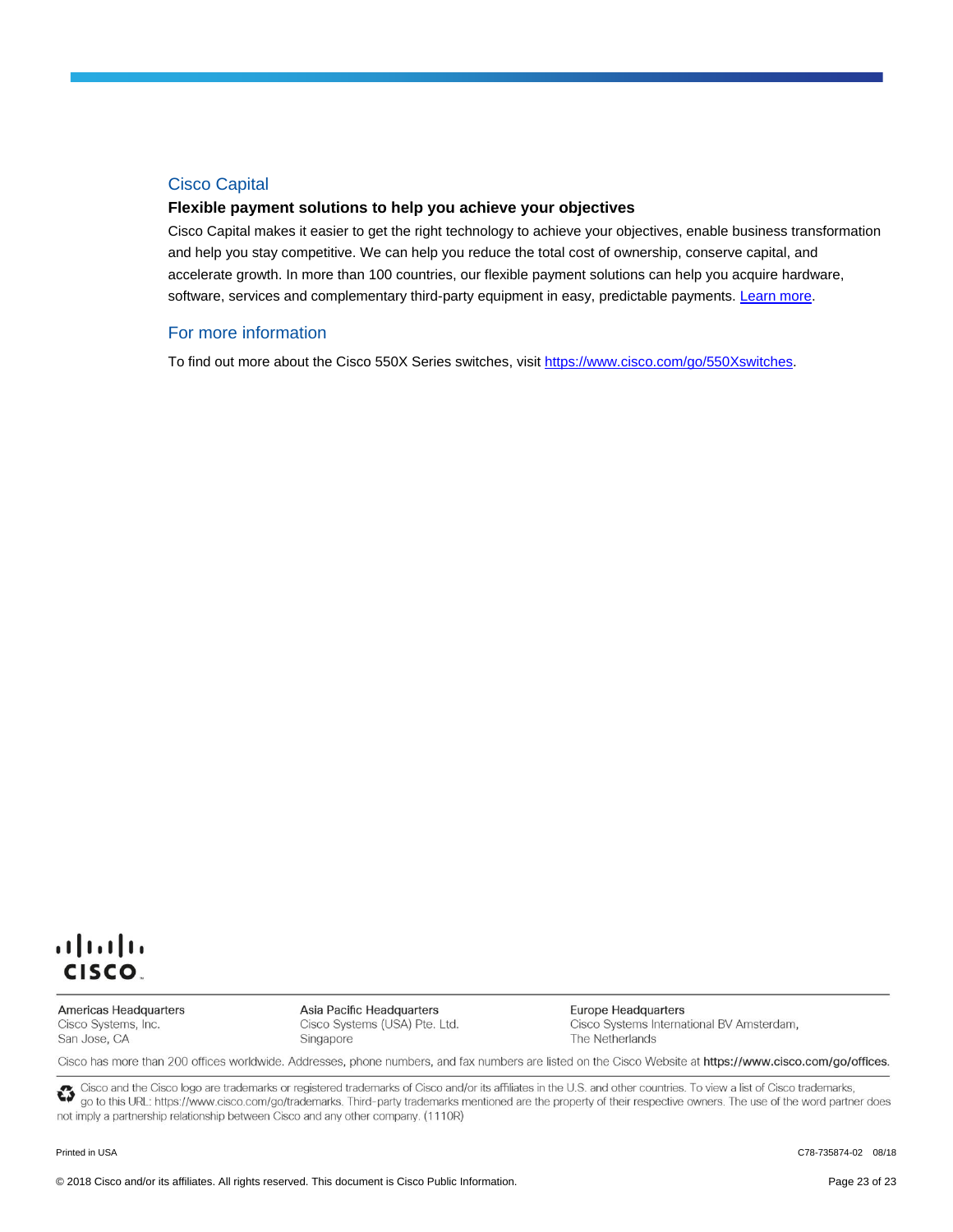## Cisco Capital

**Flexible payment solutions to help you achieve your objectives**

Cisco Capital makes it easier to get the right technology to achieve your objectives, enable business transformation and help you stay competitive. We can help you reduce the total cost of ownership, conserve capital, and accelerate growth. In more than 100 countries, our flexible payment solutions can help you acquire hardware, software, services and complementary third-party equipment in easy, predictable payments. Learn more.

## For more information

To find out more about the Cisco 550X Series switches, visit https://www.cisco.com/go/550Xswitches.

Americas Headquarters
Cisco Systems, Inc.
San Jose, CA

Asia Pacific Headquarters
Cisco Systems (USA) Pte. Ltd.
Singapore

Europe Headquarters
Cisco Systems International BV Amsterdam,
The Netherlands

Cisco has more than 200 offices worldwide. Addresses, phone numbers, and fax numbers are listed on the Cisco Website at **https://www.cisco.com/go/offices.**

Cisco and the Cisco logo are trademarks or registered trademarks of Cisco and/or its affiliates in the U.S. and other countries. To view a list of Cisco trademarks, go to this URL: https://www.cisco.com/go/trademarks. Third-party trademarks mentioned are the property of their respective owners. The use of the word partner does not imply a partnership relationship between Cisco and any other company. (1110R)

Printed in USA C78-735874-02 08/18